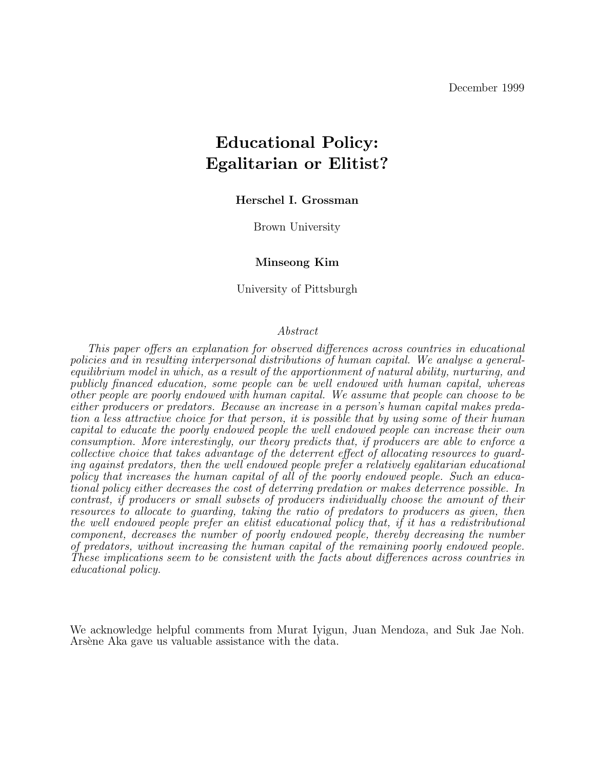December 1999

# Educational Policy: Egalitarian or Elitist?

**Herschel I. Grossman**

Brown University

**Minseong Kim**

University of Pittsburgh

*Abstract*

*This paper offers an explanation for observed differences across countries in educational policies and in resulting interpersonal distributions of human capital. We analyse a general-equilibrium model in which, as a result of the apportionment of natural ability, nurturing, and publicly financed education, some people can be well endowed with human capital, whereas other people are poorly endowed with human capital. We assume that people can choose to be either producers or predators. Because an increase in a person's human capital makes predation a less attractive choice for that person, it is possible that by using some of their human capital to educate the poorly endowed people the well endowed people can increase their own consumption. More interestingly, our theory predicts that, if producers are able to enforce a collective choice that takes advantage of the deterrent effect of allocating resources to guarding against predators, then the well endowed people prefer a relatively egalitarian educational policy that increases the human capital of all of the poorly endowed people. Such an educational policy either decreases the cost of deterring predation or makes deterrence possible. In contrast, if producers or small subsets of producers individually choose the amount of their resources to allocate to guarding, taking the ratio of predators to producers as given, then the well endowed people prefer an elitist educational policy that, if it has a redistributional component, decreases the number of poorly endowed people, thereby decreasing the number of predators, without increasing the human capital of the remaining poorly endowed people. These implications seem to be consistent with the facts about differences across countries in educational policy.*

We acknowledge helpful comments from Murat Iyigun, Juan Mendoza, and Suk Jae Noh. Arsène Aka gave us valuable assistance with the data.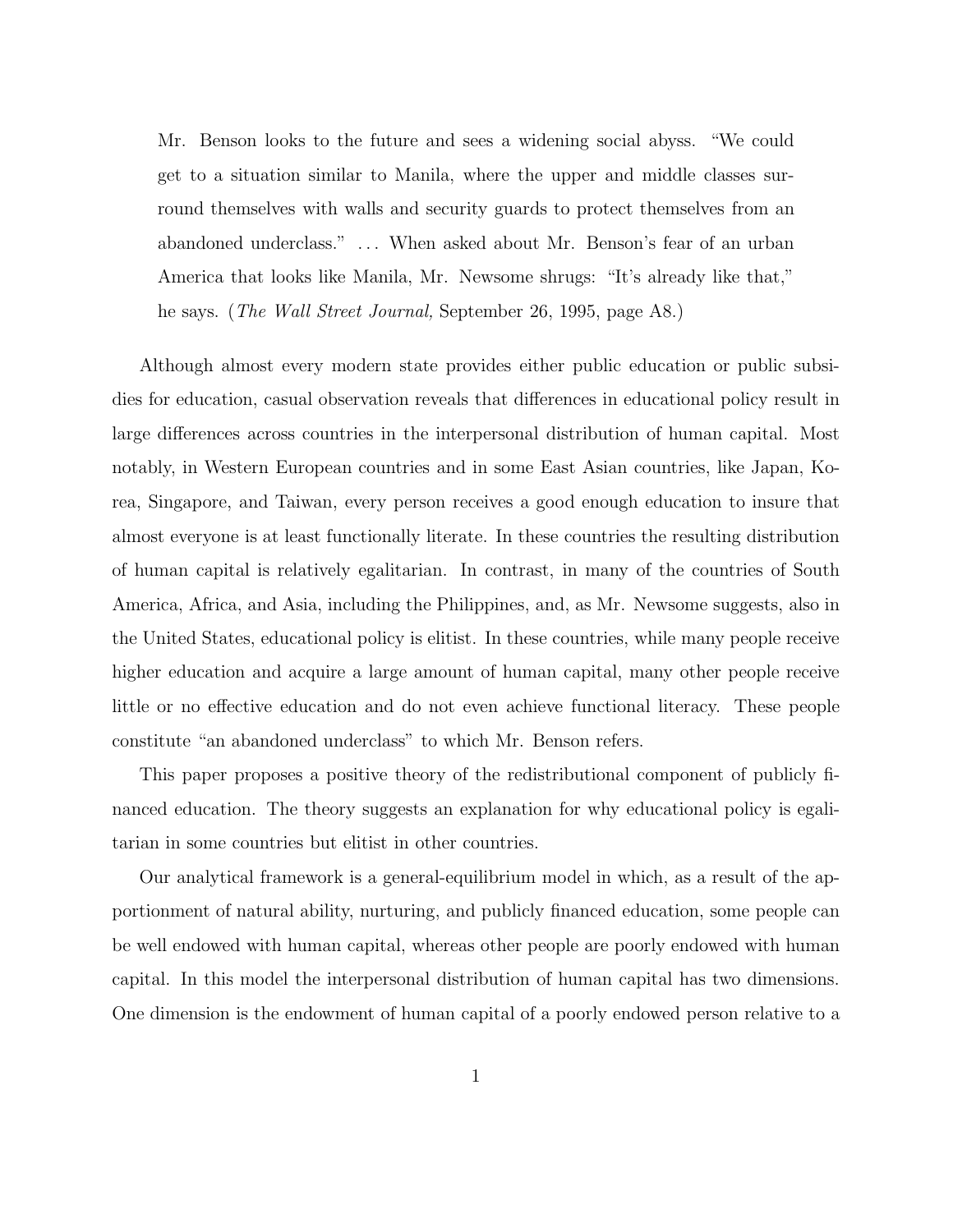> Mr. Benson looks to the future and sees a widening social abyss. "We could get to a situation similar to Manila, where the upper and middle classes surround themselves with walls and security guards to protect themselves from an abandoned underclass." ... When asked about Mr. Benson's fear of an urban America that looks like Manila, Mr. Newsome shrugs: "It's already like that," he says. (*The Wall Street Journal,* September 26, 1995, page A8.)

Although almost every modern state provides either public education or public subsidies for education, casual observation reveals that differences in educational policy result in large differences across countries in the interpersonal distribution of human capital. Most notably, in Western European countries and in some East Asian countries, like Japan, Korea, Singapore, and Taiwan, every person receives a good enough education to insure that almost everyone is at least functionally literate. In these countries the resulting distribution of human capital is relatively egalitarian. In contrast, in many of the countries of South America, Africa, and Asia, including the Philippines, and, as Mr. Newsome suggests, also in the United States, educational policy is elitist. In these countries, while many people receive higher education and acquire a large amount of human capital, many other people receive little or no effective education and do not even achieve functional literacy. These people constitute "an abandoned underclass" to which Mr. Benson refers.

This paper proposes a positive theory of the redistributional component of publicly financed education. The theory suggests an explanation for why educational policy is egalitarian in some countries but elitist in other countries.

Our analytical framework is a general-equilibrium model in which, as a result of the apportionment of natural ability, nurturing, and publicly financed education, some people can be well endowed with human capital, whereas other people are poorly endowed with human capital. In this model the interpersonal distribution of human capital has two dimensions. One dimension is the endowment of human capital of a poorly endowed person relative to a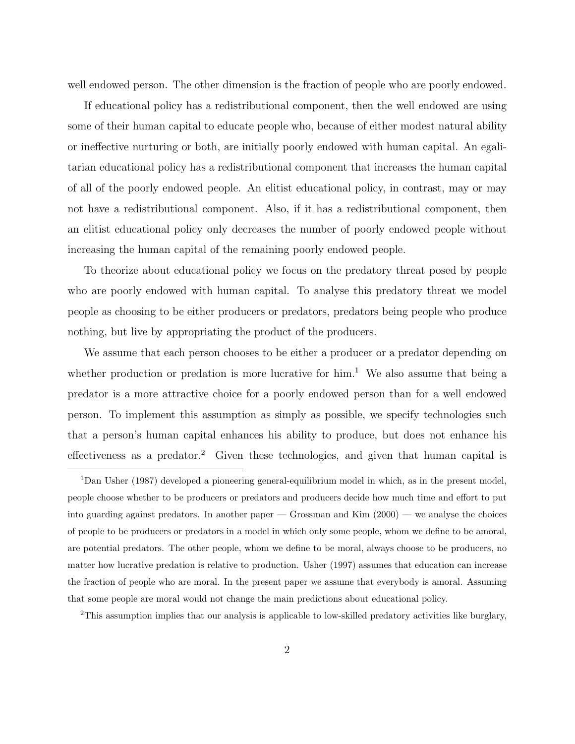well endowed person. The other dimension is the fraction of people who are poorly endowed.

If educational policy has a redistributional component, then the well endowed are using some of their human capital to educate people who, because of either modest natural ability or ineffective nurturing or both, are initially poorly endowed with human capital. An egalitarian educational policy has a redistributional component that increases the human capital of all of the poorly endowed people. An elitist educational policy, in contrast, may or may not have a redistributional component. Also, if it has a redistributional component, then an elitist educational policy only decreases the number of poorly endowed people without increasing the human capital of the remaining poorly endowed people.

To theorize about educational policy we focus on the predatory threat posed by people who are poorly endowed with human capital. To analyse this predatory threat we model people as choosing to be either producers or predators, predators being people who produce nothing, but live by appropriating the product of the producers.

We assume that each person chooses to be either a producer or a predator depending on whether production or predation is more lucrative for him.[1] We also assume that being a predator is a more attractive choice for a poorly endowed person than for a well endowed person. To implement this assumption as simply as possible, we specify technologies such that a person's human capital enhances his ability to produce, but does not enhance his effectiveness as a predator.[2] Given these technologies, and given that human capital is

---

[1] Dan Usher (1987) developed a pioneering general-equilibrium model in which, as in the present model, people choose whether to be producers or predators and producers decide how much time and effort to put into guarding against predators. In another paper — Grossman and Kim (2000) — we analyse the choices of people to be producers or predators in a model in which only some people, whom we define to be amoral, are potential predators. The other people, whom we define to be moral, always choose to be producers, no matter how lucrative predation is relative to production. Usher (1997) assumes that education can increase the fraction of people who are moral. In the present paper we assume that everybody is amoral. Assuming that some people are moral would not change the main predictions about educational policy.

[2] This assumption implies that our analysis is applicable to low-skilled predatory activities like burglary,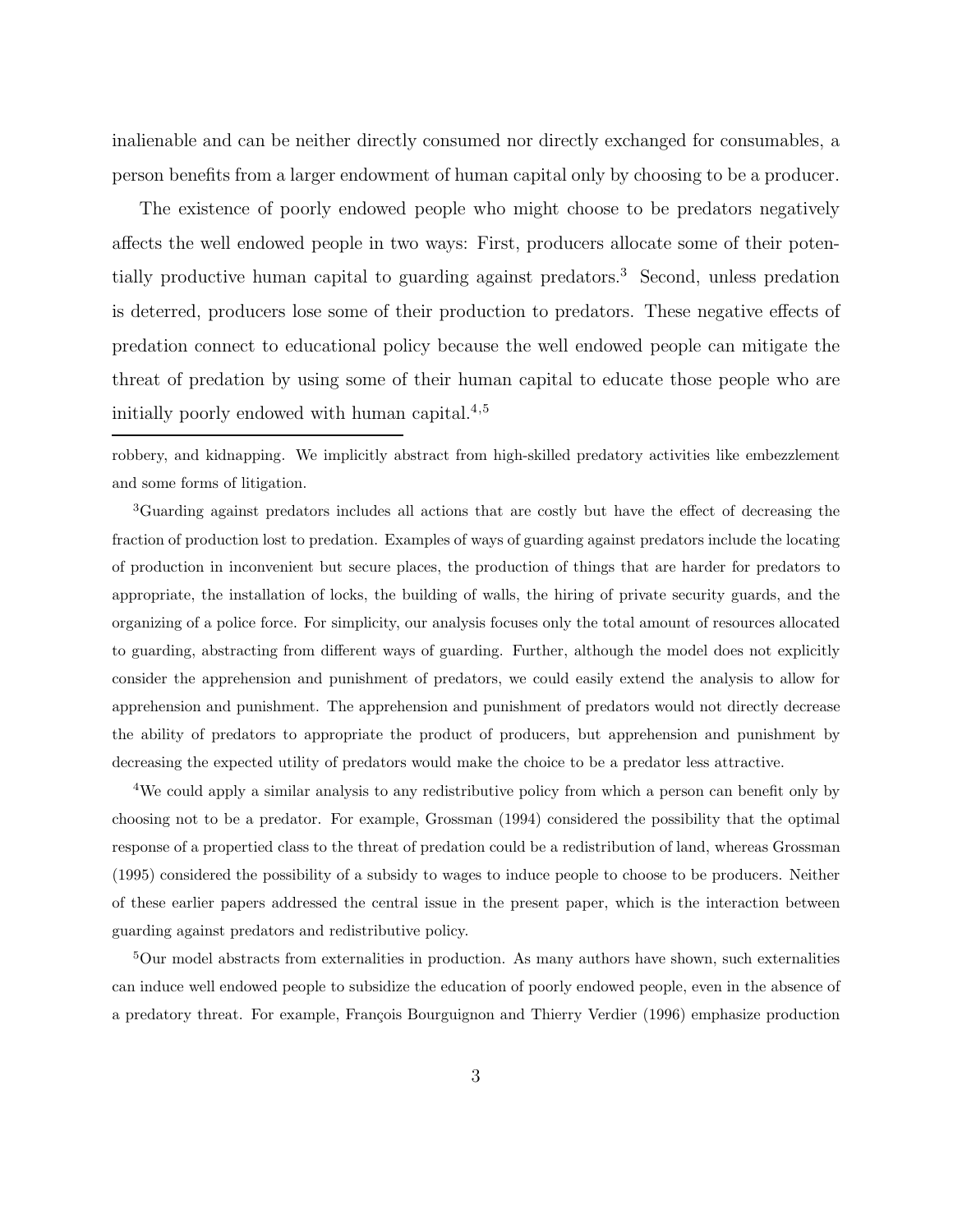inalienable and can be neither directly consumed nor directly exchanged for consumables, a person benefits from a larger endowment of human capital only by choosing to be a producer.

The existence of poorly endowed people who might choose to be predators negatively affects the well endowed people in two ways: First, producers allocate some of their potentially productive human capital to guarding against predators.[3] Second, unless predation is deterred, producers lose some of their production to predators. These negative effects of predation connect to educational policy because the well endowed people can mitigate the threat of predation by using some of their human capital to educate those people who are initially poorly endowed with human capital.[4,5]

---

robbery, and kidnapping. We implicitly abstract from high-skilled predatory activities like embezzlement and some forms of litigation.

[3]Guarding against predators includes all actions that are costly but have the effect of decreasing the fraction of production lost to predation. Examples of ways of guarding against predators include the locating of production in inconvenient but secure places, the production of things that are harder for predators to appropriate, the installation of locks, the building of walls, the hiring of private security guards, and the organizing of a police force. For simplicity, our analysis focuses only the total amount of resources allocated to guarding, abstracting from different ways of guarding. Further, although the model does not explicitly consider the apprehension and punishment of predators, we could easily extend the analysis to allow for apprehension and punishment. The apprehension and punishment of predators would not directly decrease the ability of predators to appropriate the product of producers, but apprehension and punishment by decreasing the expected utility of predators would make the choice to be a predator less attractive.

[4]We could apply a similar analysis to any redistributive policy from which a person can benefit only by choosing not to be a predator. For example, Grossman (1994) considered the possibility that the optimal response of a propertied class to the threat of predation could be a redistribution of land, whereas Grossman (1995) considered the possibility of a subsidy to wages to induce people to choose to be producers. Neither of these earlier papers addressed the central issue in the present paper, which is the interaction between guarding against predators and redistributive policy.

[5]Our model abstracts from externalities in production. As many authors have shown, such externalities can induce well endowed people to subsidize the education of poorly endowed people, even in the absence of a predatory threat. For example, François Bourguignon and Thierry Verdier (1996) emphasize production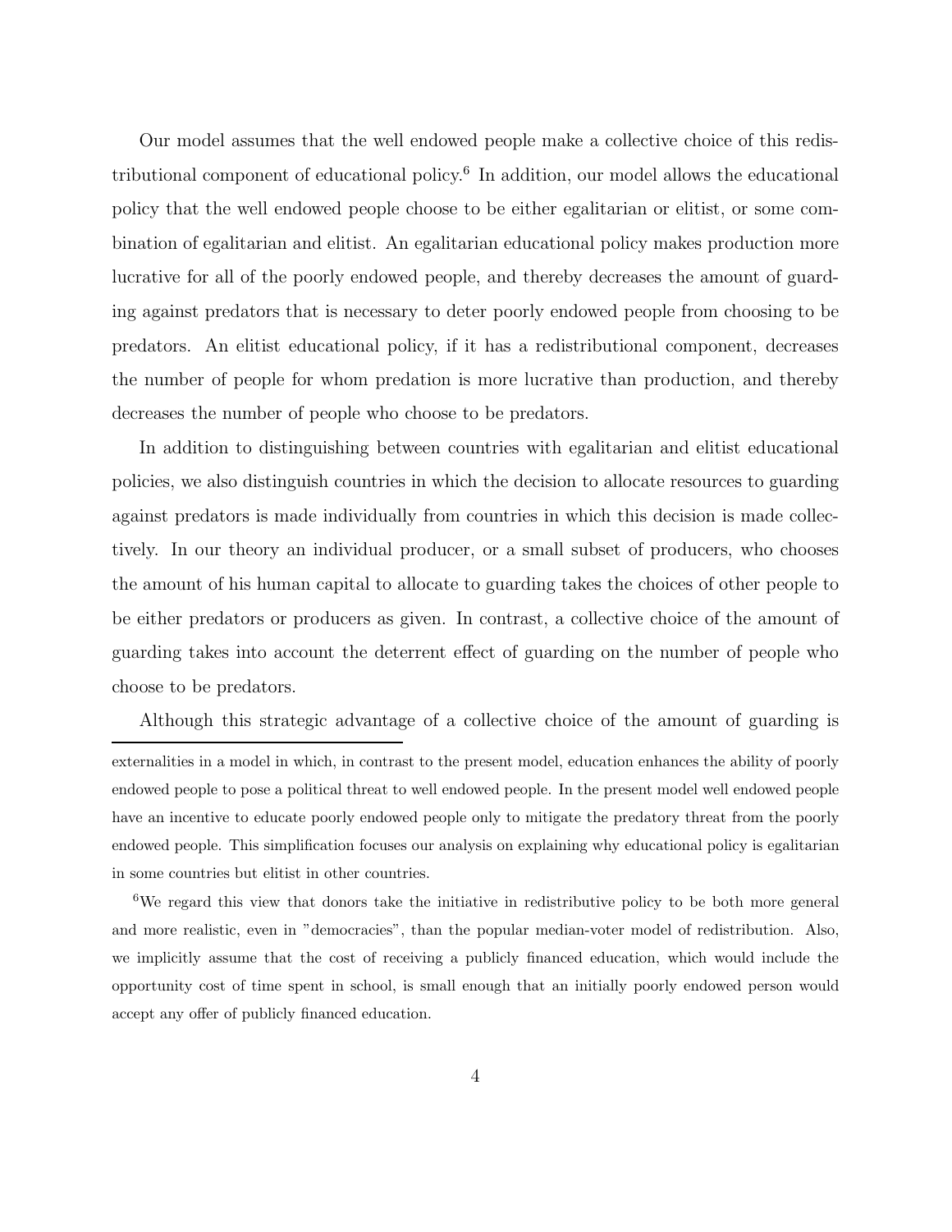Our model assumes that the well endowed people make a collective choice of this redistributional component of educational policy.[6] In addition, our model allows the educational policy that the well endowed people choose to be either egalitarian or elitist, or some combination of egalitarian and elitist. An egalitarian educational policy makes production more lucrative for all of the poorly endowed people, and thereby decreases the amount of guarding against predators that is necessary to deter poorly endowed people from choosing to be predators. An elitist educational policy, if it has a redistributional component, decreases the number of people for whom predation is more lucrative than production, and thereby decreases the number of people who choose to be predators.

In addition to distinguishing between countries with egalitarian and elitist educational policies, we also distinguish countries in which the decision to allocate resources to guarding against predators is made individually from countries in which this decision is made collectively. In our theory an individual producer, or a small subset of producers, who chooses the amount of his human capital to allocate to guarding takes the choices of other people to be either predators or producers as given. In contrast, a collective choice of the amount of guarding takes into account the deterrent effect of guarding on the number of people who choose to be predators.

Although this strategic advantage of a collective choice of the amount of guarding is

---

externalities in a model in which, in contrast to the present model, education enhances the ability of poorly endowed people to pose a political threat to well endowed people. In the present model well endowed people have an incentive to educate poorly endowed people only to mitigate the predatory threat from the poorly endowed people. This simplification focuses our analysis on explaining why educational policy is egalitarian in some countries but elitist in other countries.

[6]We regard this view that donors take the initiative in redistributive policy to be both more general and more realistic, even in "democracies", than the popular median-voter model of redistribution. Also, we implicitly assume that the cost of receiving a publicly financed education, which would include the opportunity cost of time spent in school, is small enough that an initially poorly endowed person would accept any offer of publicly financed education.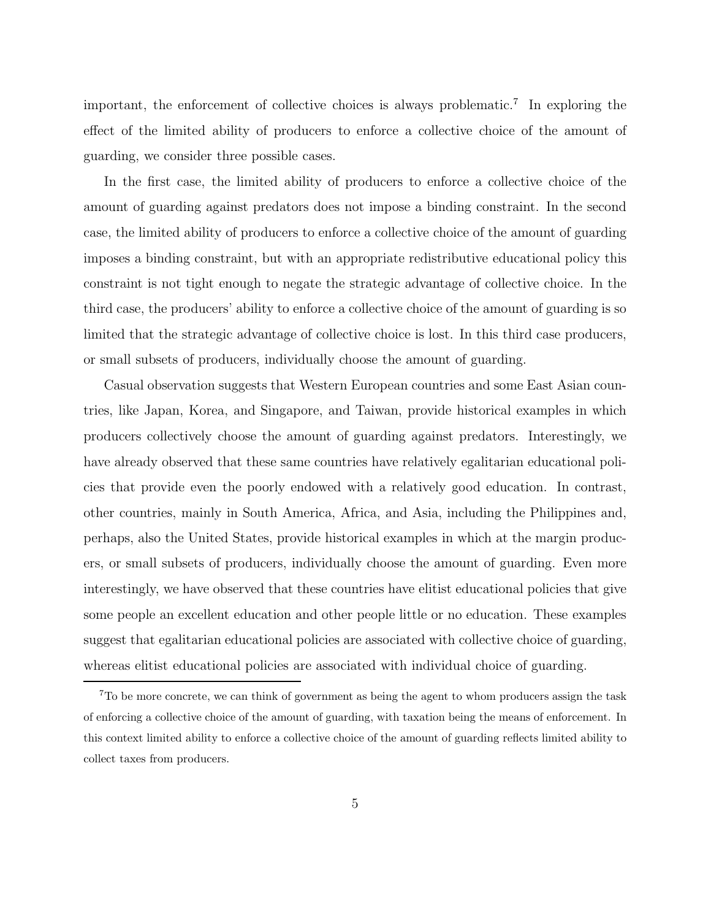important, the enforcement of collective choices is always problematic.[7] In exploring the effect of the limited ability of producers to enforce a collective choice of the amount of guarding, we consider three possible cases.

In the first case, the limited ability of producers to enforce a collective choice of the amount of guarding against predators does not impose a binding constraint. In the second case, the limited ability of producers to enforce a collective choice of the amount of guarding imposes a binding constraint, but with an appropriate redistributive educational policy this constraint is not tight enough to negate the strategic advantage of collective choice. In the third case, the producers' ability to enforce a collective choice of the amount of guarding is so limited that the strategic advantage of collective choice is lost. In this third case producers, or small subsets of producers, individually choose the amount of guarding.

Casual observation suggests that Western European countries and some East Asian countries, like Japan, Korea, and Singapore, and Taiwan, provide historical examples in which producers collectively choose the amount of guarding against predators. Interestingly, we have already observed that these same countries have relatively egalitarian educational policies that provide even the poorly endowed with a relatively good education. In contrast, other countries, mainly in South America, Africa, and Asia, including the Philippines and, perhaps, also the United States, provide historical examples in which at the margin producers, or small subsets of producers, individually choose the amount of guarding. Even more interestingly, we have observed that these countries have elitist educational policies that give some people an excellent education and other people little or no education. These examples suggest that egalitarian educational policies are associated with collective choice of guarding, whereas elitist educational policies are associated with individual choice of guarding.

[7]To be more concrete, we can think of government as being the agent to whom producers assign the task of enforcing a collective choice of the amount of guarding, with taxation being the means of enforcement. In this context limited ability to enforce a collective choice of the amount of guarding reflects limited ability to collect taxes from producers.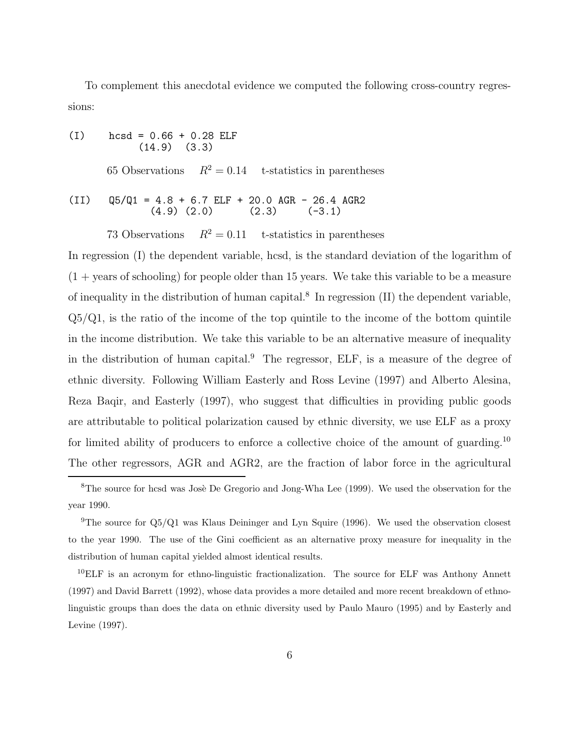To complement this anecdotal evidence we computed the following cross-country regressions:

```
(I)     hcsd = 0.66 + 0.28 ELF
               (14.9)  (3.3)
```

65 Observations    $R^2 = 0.14$    t-statistics in parentheses

```
(II)    Q5/Q1 = 4.8 + 6.7 ELF + 20.0 AGR - 26.4 AGR2
                (4.9) (2.0)      (2.3)      (-3.1)
```

73 Observations    $R^2 = 0.11$    t-statistics in parentheses

In regression (I) the dependent variable, hcsd, is the standard deviation of the logarithm of (1 + years of schooling) for people older than 15 years. We take this variable to be a measure of inequality in the distribution of human capital.[8] In regression (II) the dependent variable, Q5/Q1, is the ratio of the income of the top quintile to the income of the bottom quintile in the income distribution. We take this variable to be an alternative measure of inequality in the distribution of human capital.[9] The regressor, ELF, is a measure of the degree of ethnic diversity. Following William Easterly and Ross Levine (1997) and Alberto Alesina, Reza Baqir, and Easterly (1997), who suggest that difficulties in providing public goods are attributable to political polarization caused by ethnic diversity, we use ELF as a proxy for limited ability of producers to enforce a collective choice of the amount of guarding.[10] The other regressors, AGR and AGR2, are the fraction of labor force in the agricultural

---

[8] The source for hcsd was Josè De Gregorio and Jong-Wha Lee (1999). We used the observation for the year 1990.

[9] The source for Q5/Q1 was Klaus Deininger and Lyn Squire (1996). We used the observation closest to the year 1990. The use of the Gini coefficient as an alternative proxy measure for inequality in the distribution of human capital yielded almost identical results.

[10] ELF is an acronym for ethno-linguistic fractionalization. The source for ELF was Anthony Annett (1997) and David Barrett (1992), whose data provides a more detailed and more recent breakdown of ethno-linguistic groups than does the data on ethnic diversity used by Paulo Mauro (1995) and by Easterly and Levine (1997).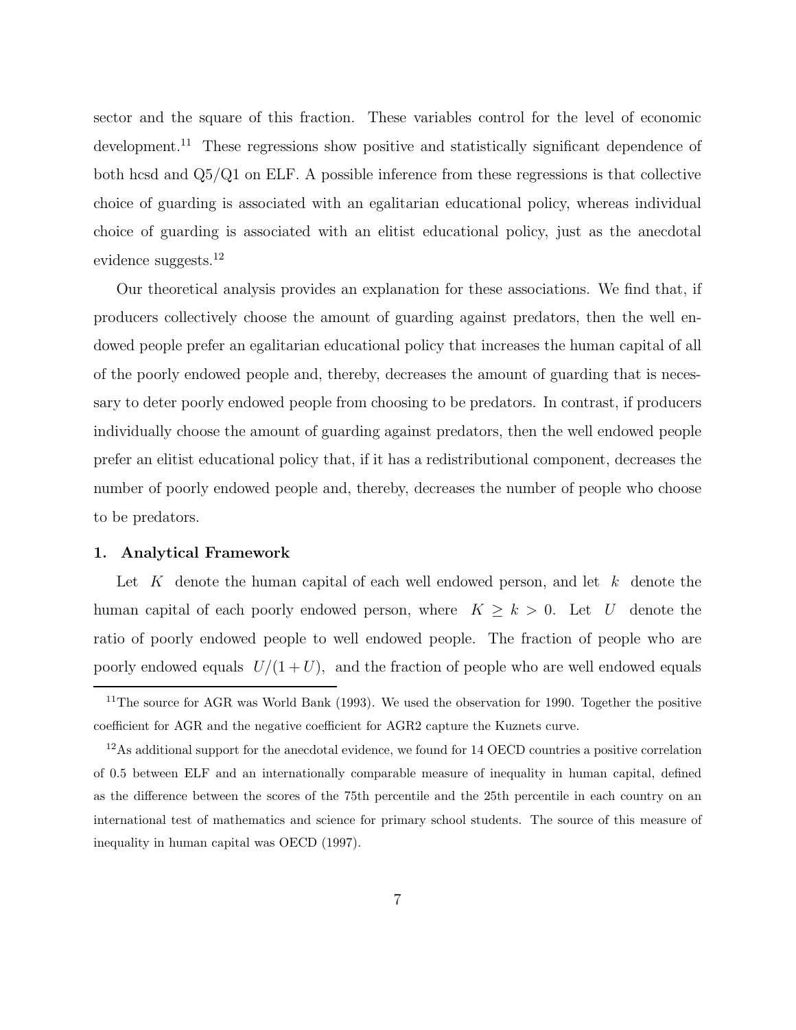sector and the square of this fraction. These variables control for the level of economic development.[11] These regressions show positive and statistically significant dependence of both hcsd and Q5/Q1 on ELF. A possible inference from these regressions is that collective choice of guarding is associated with an egalitarian educational policy, whereas individual choice of guarding is associated with an elitist educational policy, just as the anecdotal evidence suggests.[12]

Our theoretical analysis provides an explanation for these associations. We find that, if producers collectively choose the amount of guarding against predators, then the well endowed people prefer an egalitarian educational policy that increases the human capital of all of the poorly endowed people and, thereby, decreases the amount of guarding that is necessary to deter poorly endowed people from choosing to be predators. In contrast, if producers individually choose the amount of guarding against predators, then the well endowed people prefer an elitist educational policy that, if it has a redistributional component, decreases the number of poorly endowed people and, thereby, decreases the number of people who choose to be predators.

### 1. Analytical Framework

Let $K$ denote the human capital of each well endowed person, and let $k$ denote the human capital of each poorly endowed person, where $K \geq k > 0$. Let $U$ denote the ratio of poorly endowed people to well endowed people. The fraction of people who are poorly endowed equals $U/(1+U)$, and the fraction of people who are well endowed equals

[11] The source for AGR was World Bank (1993). We used the observation for 1990. Together the positive coefficient for AGR and the negative coefficient for AGR2 capture the Kuznets curve.

[12] As additional support for the anecdotal evidence, we found for 14 OECD countries a positive correlation of 0.5 between ELF and an internationally comparable measure of inequality in human capital, defined as the difference between the scores of the 75th percentile and the 25th percentile in each country on an international test of mathematics and science for primary school students. The source of this measure of inequality in human capital was OECD (1997).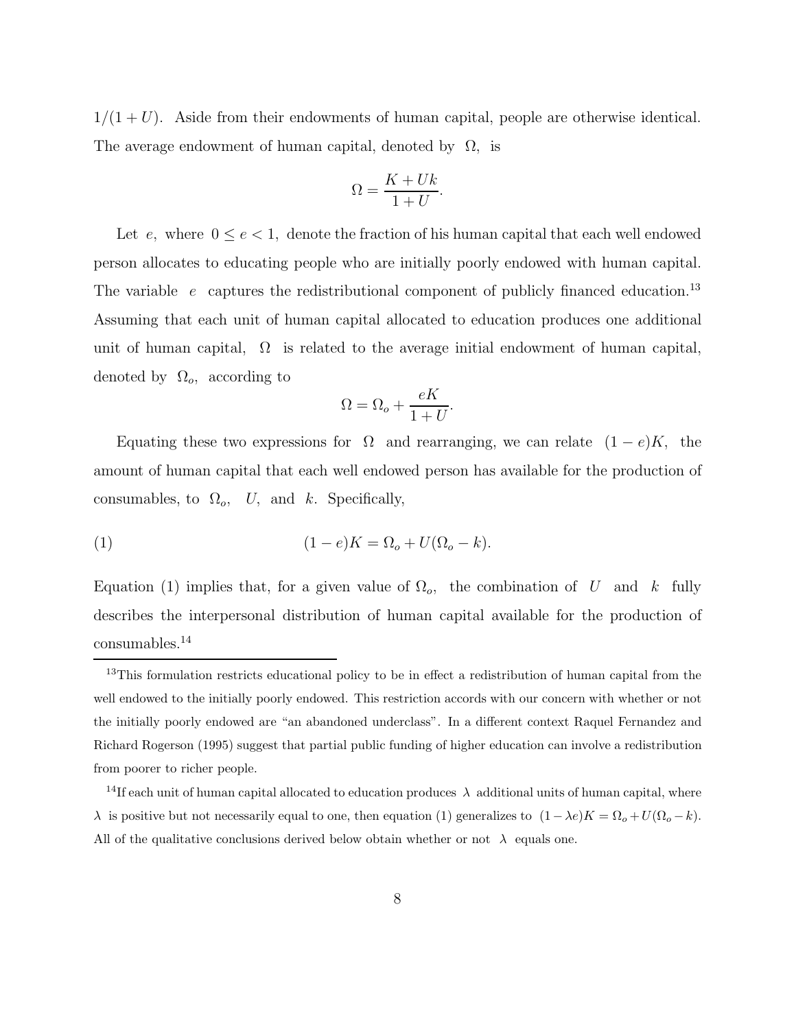$1/(1+U)$. Aside from their endowments of human capital, people are otherwise identical. The average endowment of human capital, denoted by $\Omega$, is

$$\Omega = \frac{K + Uk}{1 + U}.$$

Let $e$, where $0 \leq e < 1$, denote the fraction of his human capital that each well endowed person allocates to educating people who are initially poorly endowed with human capital. The variable $e$ captures the redistributional component of publicly financed education.[13] Assuming that each unit of human capital allocated to education produces one additional unit of human capital, $\Omega$ is related to the average initial endowment of human capital, denoted by $\Omega_o$, according to

$$\Omega = \Omega_o + \frac{eK}{1 + U}.$$

Equating these two expressions for $\Omega$ and rearranging, we can relate $(1-e)K$, the amount of human capital that each well endowed person has available for the production of consumables, to $\Omega_o$, $U$, and $k$. Specifically,

$$(1) \qquad (1-e)K = \Omega_o + U(\Omega_o - k).$$

Equation (1) implies that, for a given value of $\Omega_o$, the combination of $U$ and $k$ fully describes the interpersonal distribution of human capital available for the production of consumables.[14]

---

[13] This formulation restricts educational policy to be in effect a redistribution of human capital from the well endowed to the initially poorly endowed. This restriction accords with our concern with whether or not the initially poorly endowed are "an abandoned underclass". In a different context Raquel Fernandez and Richard Rogerson (1995) suggest that partial public funding of higher education can involve a redistribution from poorer to richer people.

[14] If each unit of human capital allocated to education produces $\lambda$ additional units of human capital, where $\lambda$ is positive but not necessarily equal to one, then equation (1) generalizes to $(1-\lambda e)K = \Omega_o + U(\Omega_o - k)$. All of the qualitative conclusions derived below obtain whether or not $\lambda$ equals one.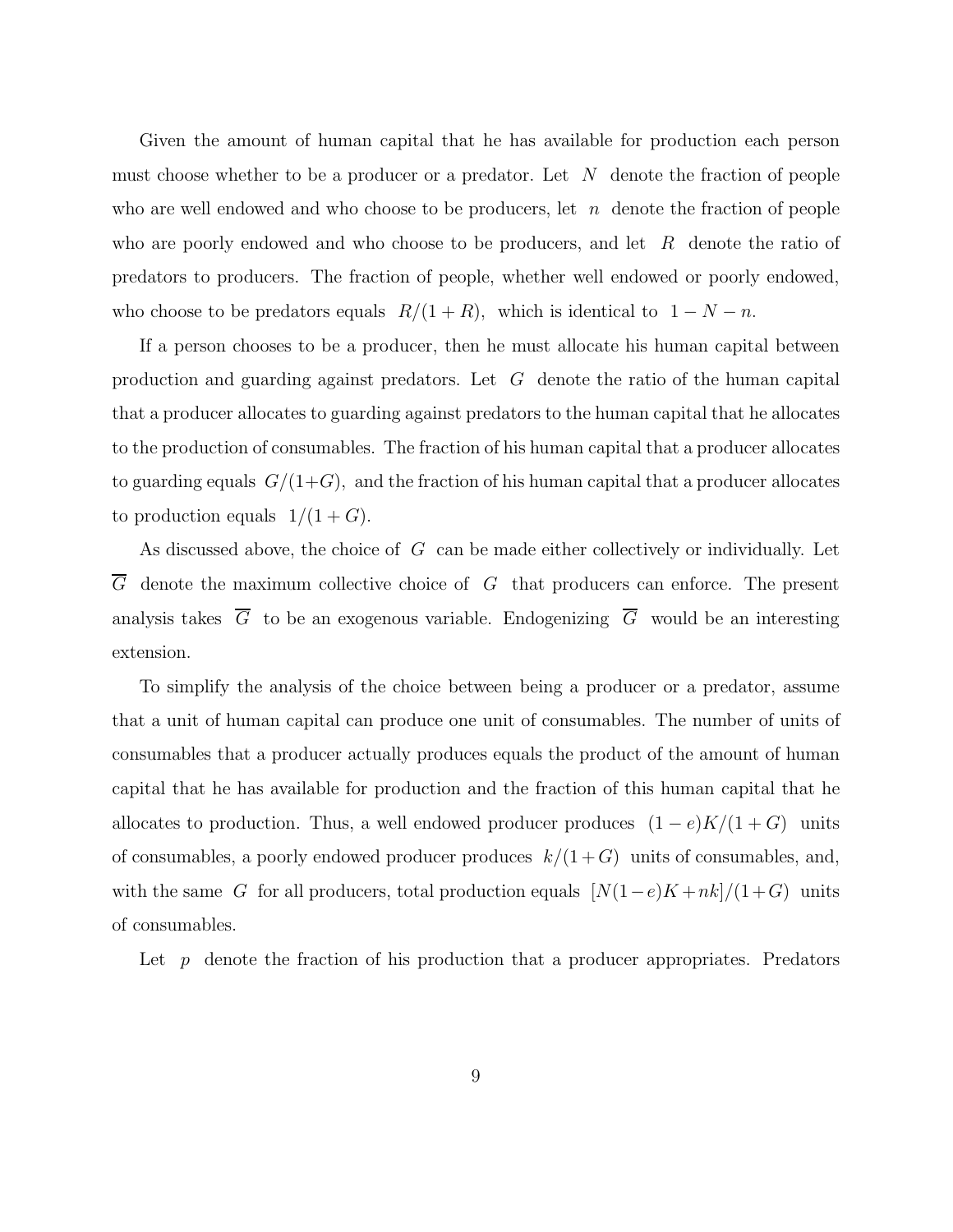Given the amount of human capital that he has available for production each person must choose whether to be a producer or a predator. Let $N$ denote the fraction of people who are well endowed and who choose to be producers, let $n$ denote the fraction of people who are poorly endowed and who choose to be producers, and let $R$ denote the ratio of predators to producers. The fraction of people, whether well endowed or poorly endowed, who choose to be predators equals $R/(1+R)$, which is identical to $1 - N - n$.

If a person chooses to be a producer, then he must allocate his human capital between production and guarding against predators. Let $G$ denote the ratio of the human capital that a producer allocates to guarding against predators to the human capital that he allocates to the production of consumables. The fraction of his human capital that a producer allocates to guarding equals $G/(1+G)$, and the fraction of his human capital that a producer allocates to production equals $1/(1+G)$.

As discussed above, the choice of $G$ can be made either collectively or individually. Let $\overline{G}$ denote the maximum collective choice of $G$ that producers can enforce. The present analysis takes $\overline{G}$ to be an exogenous variable. Endogenizing $\overline{G}$ would be an interesting extension.

To simplify the analysis of the choice between being a producer or a predator, assume that a unit of human capital can produce one unit of consumables. The number of units of consumables that a producer actually produces equals the product of the amount of human capital that he has available for production and the fraction of this human capital that he allocates to production. Thus, a well endowed producer produces $(1-e)K/(1+G)$ units of consumables, a poorly endowed producer produces $k/(1+G)$ units of consumables, and, with the same $G$ for all producers, total production equals $[N(1-e)K + nk]/(1+G)$ units of consumables.

Let $p$ denote the fraction of his production that a producer appropriates. Predators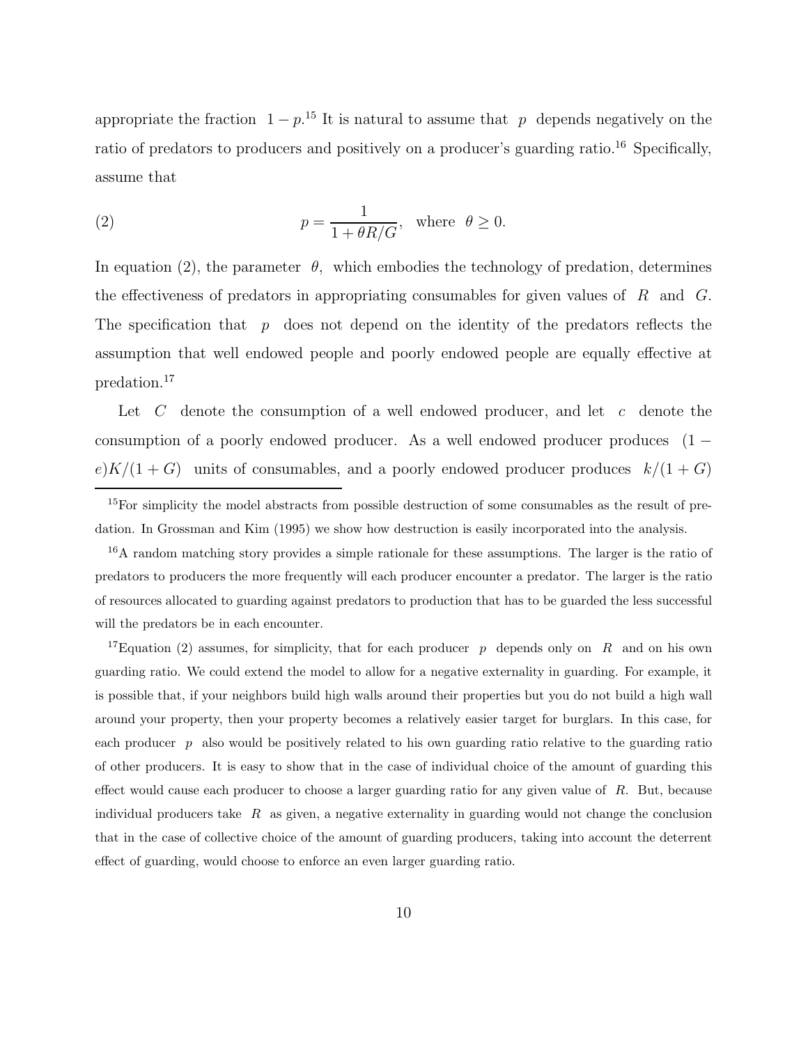appropriate the fraction $1 - p$.[15] It is natural to assume that $p$ depends negatively on the ratio of predators to producers and positively on a producer's guarding ratio.[16] Specifically, assume that

$$p = \frac{1}{1 + \theta R/G}, \quad \text{where} \quad \theta \geq 0. \tag{2}$$

In equation (2), the parameter $\theta$, which embodies the technology of predation, determines the effectiveness of predators in appropriating consumables for given values of $R$ and $G$. The specification that $p$ does not depend on the identity of the predators reflects the assumption that well endowed people and poorly endowed people are equally effective at predation.[17]

Let $C$ denote the consumption of a well endowed producer, and let $c$ denote the consumption of a poorly endowed producer. As a well endowed producer produces $(1 - e)K/(1+G)$ units of consumables, and a poorly endowed producer produces $k/(1+G)$

---

[15] For simplicity the model abstracts from possible destruction of some consumables as the result of predation. In Grossman and Kim (1995) we show how destruction is easily incorporated into the analysis.

[16] A random matching story provides a simple rationale for these assumptions. The larger is the ratio of predators to producers the more frequently will each producer encounter a predator. The larger is the ratio of resources allocated to guarding against predators to production that has to be guarded the less successful will the predators be in each encounter.

[17] Equation (2) assumes, for simplicity, that for each producer $p$ depends only on $R$ and on his own guarding ratio. We could extend the model to allow for a negative externality in guarding. For example, it is possible that, if your neighbors build high walls around their properties but you do not build a high wall around your property, then your property becomes a relatively easier target for burglars. In this case, for each producer $p$ also would be positively related to his own guarding ratio relative to the guarding ratio of other producers. It is easy to show that in the case of individual choice of the amount of guarding this effect would cause each producer to choose a larger guarding ratio for any given value of $R$. But, because individual producers take $R$ as given, a negative externality in guarding would not change the conclusion that in the case of collective choice of the amount of guarding producers, taking into account the deterrent effect of guarding, would choose to enforce an even larger guarding ratio.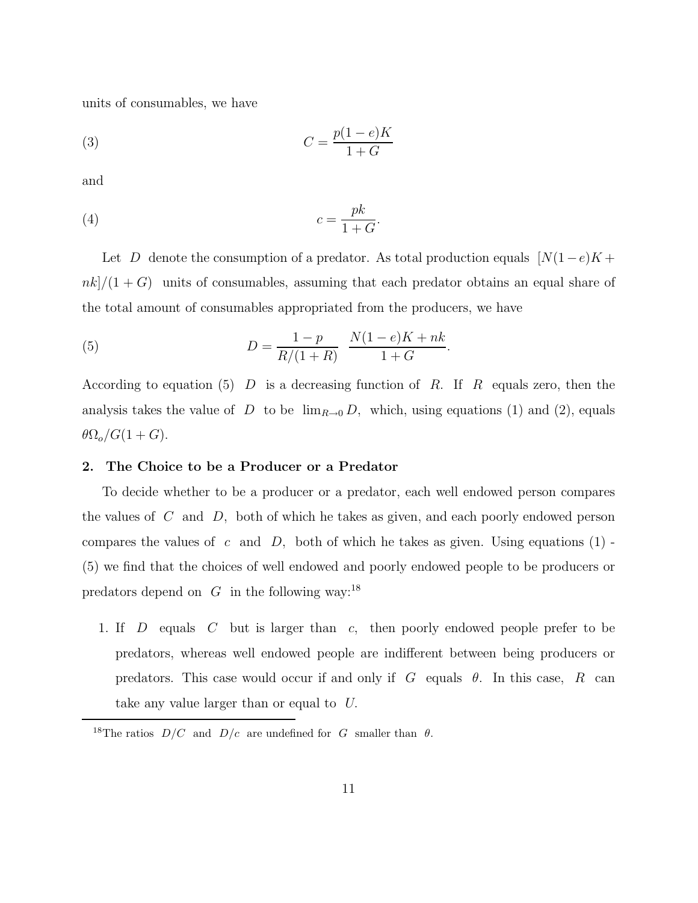units of consumables, we have

$$C = \frac{p(1-e)K}{1+G} \tag{3}$$

and

$$c = \frac{pk}{1+G}. \tag{4}$$

Let $D$ denote the consumption of a predator. As total production equals $[N(1-e)K + nk]/(1+G)$ units of consumables, assuming that each predator obtains an equal share of the total amount of consumables appropriated from the producers, we have

$$D = \frac{1-p}{R/(1+R)} \; \frac{N(1-e)K + nk}{1+G}. \tag{5}$$

According to equation (5) $D$ is a decreasing function of $R$. If $R$ equals zero, then the analysis takes the value of $D$ to be $\lim_{R \to 0} D$, which, using equations (1) and (2), equals $\theta\Omega_o/G(1+G)$.

## 2. The Choice to be a Producer or a Predator

To decide whether to be a producer or a predator, each well endowed person compares the values of $C$ and $D$, both of which he takes as given, and each poorly endowed person compares the values of $c$ and $D$, both of which he takes as given. Using equations (1) - (5) we find that the choices of well endowed and poorly endowed people to be producers or predators depend on $G$ in the following way:[18]

1. If $D$ equals $C$ but is larger than $c$, then poorly endowed people prefer to be predators, whereas well endowed people are indifferent between being producers or predators. This case would occur if and only if $G$ equals $\theta$. In this case, $R$ can take any value larger than or equal to $U$.

[18] The ratios $D/C$ and $D/c$ are undefined for $G$ smaller than $\theta$.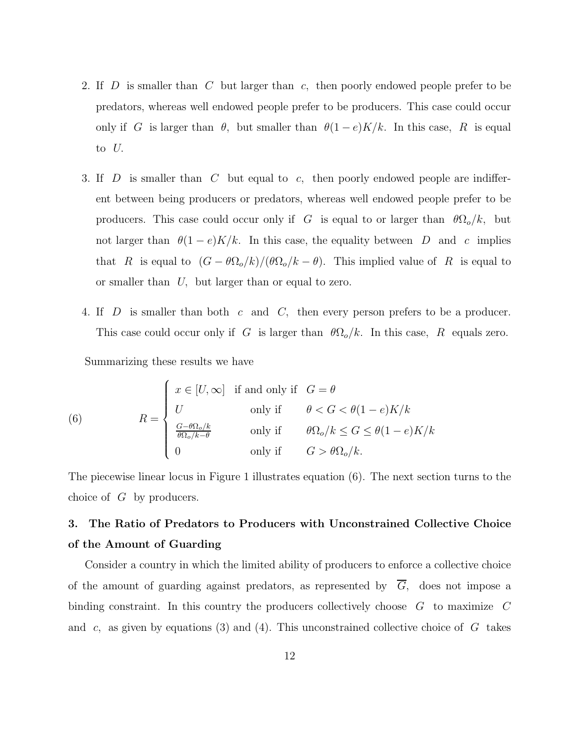2. If $D$ is smaller than $C$ but larger than $c$, then poorly endowed people prefer to be predators, whereas well endowed people prefer to be producers. This case could occur only if $G$ is larger than $\theta$, but smaller than $\theta(1-e)K/k$. In this case, $R$ is equal to $U$.

3. If $D$ is smaller than $C$ but equal to $c$, then poorly endowed people are indifferent between being producers or predators, whereas well endowed people prefer to be producers. This case could occur only if $G$ is equal to or larger than $\theta\Omega_o/k$, but not larger than $\theta(1-e)K/k$. In this case, the equality between $D$ and $c$ implies that $R$ is equal to $(G-\theta\Omega_o/k)/(\theta\Omega_o/k-\theta)$. This implied value of $R$ is equal to or smaller than $U$, but larger than or equal to zero.

4. If $D$ is smaller than both $c$ and $C$, then every person prefers to be a producer. This case could occur only if $G$ is larger than $\theta\Omega_o/k$. In this case, $R$ equals zero.

Summarizing these results we have

$$
R = \begin{cases} x \in [U, \infty] & \text{if and only if} \quad G = \theta \\ U & \text{only if} \quad \theta < G < \theta(1-e)K/k \\ \frac{G-\theta\Omega_o/k}{\theta\Omega_o/k-\theta} & \text{only if} \quad \theta\Omega_o/k \leq G \leq \theta(1-e)K/k \\ 0 & \text{only if} \quad G > \theta\Omega_o/k. \end{cases} \tag{6}
$$

The piecewise linear locus in Figure 1 illustrates equation (6). The next section turns to the choice of $G$ by producers.

## 3. The Ratio of Predators to Producers with Unconstrained Collective Choice of the Amount of Guarding

Consider a country in which the limited ability of producers to enforce a collective choice of the amount of guarding against predators, as represented by $\overline{G}$, does not impose a binding constraint. In this country the producers collectively choose $G$ to maximize $C$ and $c$, as given by equations (3) and (4). This unconstrained collective choice of $G$ takes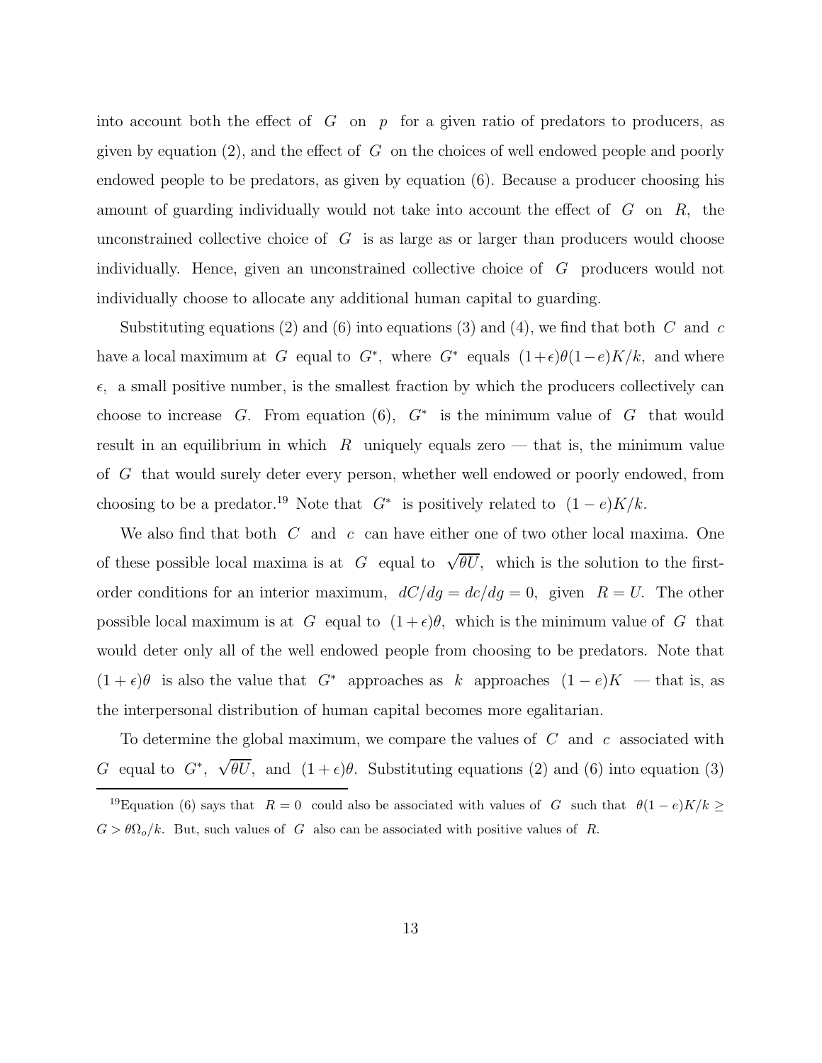into account both the effect of $G$ on $p$ for a given ratio of predators to producers, as given by equation (2), and the effect of $G$ on the choices of well endowed people and poorly endowed people to be predators, as given by equation (6). Because a producer choosing his amount of guarding individually would not take into account the effect of $G$ on $R$, the unconstrained collective choice of $G$ is as large as or larger than producers would choose individually. Hence, given an unconstrained collective choice of $G$ producers would not individually choose to allocate any additional human capital to guarding.

Substituting equations (2) and (6) into equations (3) and (4), we find that both $C$ and $c$ have a local maximum at $G$ equal to $G^*$, where $G^*$ equals $(1+\epsilon)\theta(1-e)K/k$, and where $\epsilon$, a small positive number, is the smallest fraction by which the producers collectively can choose to increase $G$. From equation (6), $G^*$ is the minimum value of $G$ that would result in an equilibrium in which $R$ uniquely equals zero — that is, the minimum value of $G$ that would surely deter every person, whether well endowed or poorly endowed, from choosing to be a predator.[19] Note that $G^*$ is positively related to $(1-e)K/k$.

We also find that both $C$ and $c$ can have either one of two other local maxima. One of these possible local maxima is at $G$ equal to $\sqrt{\theta U}$, which is the solution to the first-order conditions for an interior maximum, $dC/dg = dc/dg = 0$, given $R = U$. The other possible local maximum is at $G$ equal to $(1+\epsilon)\theta$, which is the minimum value of $G$ that would deter only all of the well endowed people from choosing to be predators. Note that $(1+\epsilon)\theta$ is also the value that $G^*$ approaches as $k$ approaches $(1-e)K$ — that is, as the interpersonal distribution of human capital becomes more egalitarian.

To determine the global maximum, we compare the values of $C$ and $c$ associated with $G$ equal to $G^*$, $\sqrt{\theta U}$, and $(1+\epsilon)\theta$. Substituting equations (2) and (6) into equation (3)

---

[19] Equation (6) says that $R = 0$ could also be associated with values of $G$ such that $\theta(1-e)K/k \geq G > \theta\Omega_o/k$. But, such values of $G$ also can be associated with positive values of $R$.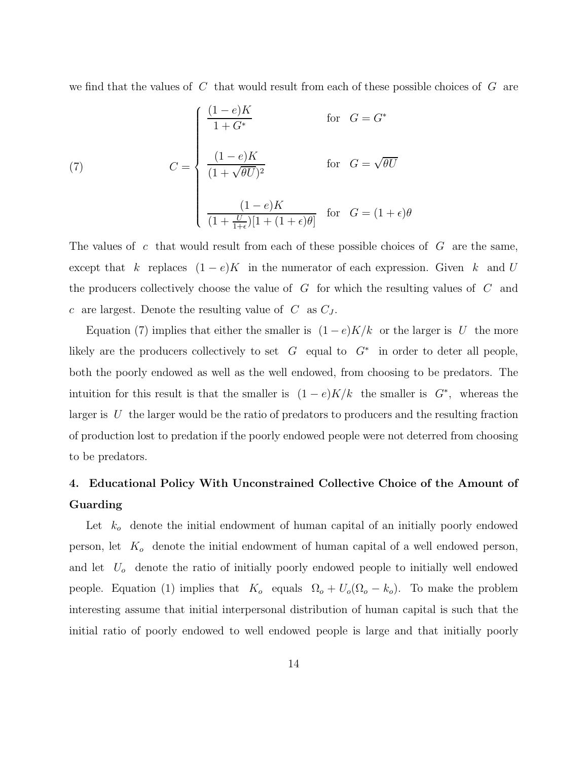we find that the values of $C$ that would result from each of these possible choices of $G$ are

$$
C = \begin{cases} \dfrac{(1-e)K}{1+G^*} & \text{for} \quad G = G^* \\[2ex] \dfrac{(1-e)K}{(1+\sqrt{\theta U})^2} & \text{for} \quad G = \sqrt{\theta U} \\[2ex] \dfrac{(1-e)K}{(1+\frac{U}{1+\epsilon})[1+(1+\epsilon)\theta]} & \text{for} \quad G = (1+\epsilon)\theta \end{cases} \tag{7}
$$

The values of $c$ that would result from each of these possible choices of $G$ are the same, except that $k$ replaces $(1-e)K$ in the numerator of each expression. Given $k$ and $U$ the producers collectively choose the value of $G$ for which the resulting values of $C$ and $c$ are largest. Denote the resulting value of $C$ as $C_J$.

Equation (7) implies that either the smaller is $(1-e)K/k$ or the larger is $U$ the more likely are the producers collectively to set $G$ equal to $G^*$ in order to deter all people, both the poorly endowed as well as the well endowed, from choosing to be predators. The intuition for this result is that the smaller is $(1-e)K/k$ the smaller is $G^*$, whereas the larger is $U$ the larger would be the ratio of predators to producers and the resulting fraction of production lost to predation if the poorly endowed people were not deterred from choosing to be predators.

## 4. Educational Policy With Unconstrained Collective Choice of the Amount of Guarding

Let $k_o$ denote the initial endowment of human capital of an initially poorly endowed person, let $K_o$ denote the initial endowment of human capital of a well endowed person, and let $U_o$ denote the ratio of initially poorly endowed people to initially well endowed people. Equation (1) implies that $K_o$ equals $\Omega_o + U_o(\Omega_o - k_o)$. To make the problem interesting assume that initial interpersonal distribution of human capital is such that the initial ratio of poorly endowed to well endowed people is large and that initially poorly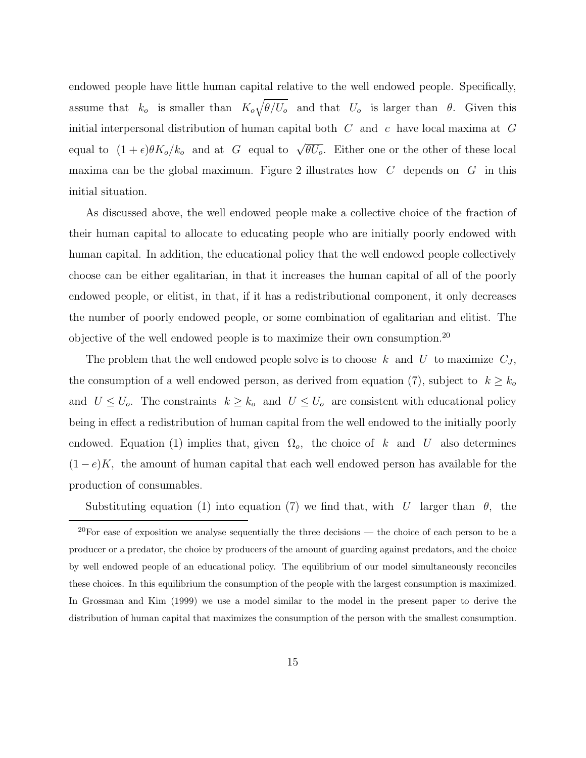endowed people have little human capital relative to the well endowed people. Specifically, assume that $k_o$ is smaller than $K_o\sqrt{\theta/U_o}$ and that $U_o$ is larger than $\theta$. Given this initial interpersonal distribution of human capital both $C$ and $c$ have local maxima at $G$ equal to $(1+\epsilon)\theta K_o/k_o$ and at $G$ equal to $\sqrt{\theta U_o}$. Either one or the other of these local maxima can be the global maximum. Figure 2 illustrates how $C$ depends on $G$ in this initial situation.

As discussed above, the well endowed people make a collective choice of the fraction of their human capital to allocate to educating people who are initially poorly endowed with human capital. In addition, the educational policy that the well endowed people collectively choose can be either egalitarian, in that it increases the human capital of all of the poorly endowed people, or elitist, in that, if it has a redistributional component, it only decreases the number of poorly endowed people, or some combination of egalitarian and elitist. The objective of the well endowed people is to maximize their own consumption.[20]

The problem that the well endowed people solve is to choose $k$ and $U$ to maximize $C_J$, the consumption of a well endowed person, as derived from equation (7), subject to $k \geq k_o$ and $U \leq U_o$. The constraints $k \geq k_o$ and $U \leq U_o$ are consistent with educational policy being in effect a redistribution of human capital from the well endowed to the initially poorly endowed. Equation (1) implies that, given $\Omega_o$, the choice of $k$ and $U$ also determines $(1-e)K$, the amount of human capital that each well endowed person has available for the production of consumables.

Substituting equation (1) into equation (7) we find that, with $U$ larger than $\theta$, the

[20]For ease of exposition we analyse sequentially the three decisions — the choice of each person to be a producer or a predator, the choice by producers of the amount of guarding against predators, and the choice by well endowed people of an educational policy. The equilibrium of our model simultaneously reconciles these choices. In this equilibrium the consumption of the people with the largest consumption is maximized. In Grossman and Kim (1999) we use a model similar to the model in the present paper to derive the distribution of human capital that maximizes the consumption of the person with the smallest consumption.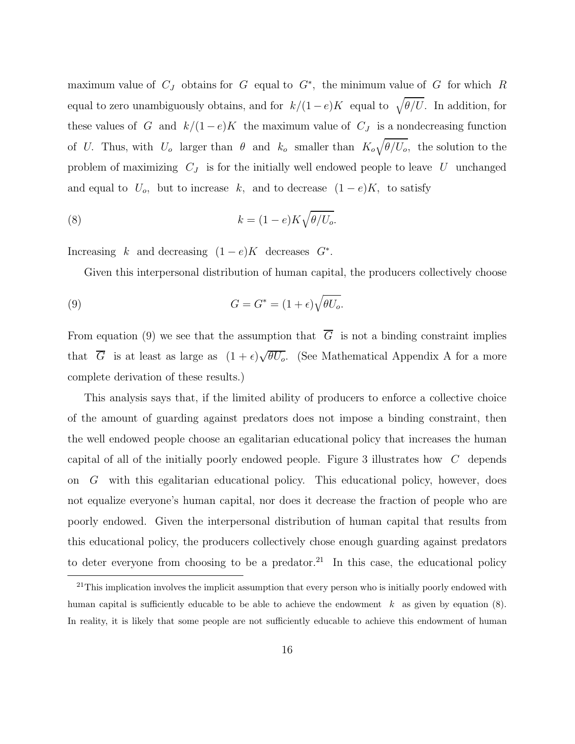maximum value of $C_J$ obtains for $G$ equal to $G^*$, the minimum value of $G$ for which $R$ equal to zero unambiguously obtains, and for $k/(1-e)K$ equal to $\sqrt{\theta/U}$. In addition, for these values of $G$ and $k/(1-e)K$ the maximum value of $C_J$ is a nondecreasing function of $U$. Thus, with $U_o$ larger than $\theta$ and $k_o$ smaller than $K_o\sqrt{\theta/U_o}$, the solution to the problem of maximizing $C_J$ is for the initially well endowed people to leave $U$ unchanged and equal to $U_o$, but to increase $k$, and to decrease $(1-e)K$, to satisfy

$$k = (1-e)K\sqrt{\theta/U_o}. \tag{8}$$

Increasing $k$ and decreasing $(1-e)K$ decreases $G^*$.

Given this interpersonal distribution of human capital, the producers collectively choose

$$G = G^* = (1+\epsilon)\sqrt{\theta U_o}. \tag{9}$$

From equation (9) we see that the assumption that $\overline{G}$ is not a binding constraint implies that $\overline{G}$ is at least as large as $(1+\epsilon)\sqrt{\theta U_o}$. (See Mathematical Appendix A for a more complete derivation of these results.)

This analysis says that, if the limited ability of producers to enforce a collective choice of the amount of guarding against predators does not impose a binding constraint, then the well endowed people choose an egalitarian educational policy that increases the human capital of all of the initially poorly endowed people. Figure 3 illustrates how $C$ depends on $G$ with this egalitarian educational policy. This educational policy, however, does not equalize everyone's human capital, nor does it decrease the fraction of people who are poorly endowed. Given the interpersonal distribution of human capital that results from this educational policy, the producers collectively chose enough guarding against predators to deter everyone from choosing to be a predator.[21] In this case, the educational policy

[21] This implication involves the implicit assumption that every person who is initially poorly endowed with human capital is sufficiently educable to be able to achieve the endowment $k$ as given by equation (8). In reality, it is likely that some people are not sufficiently educable to achieve this endowment of human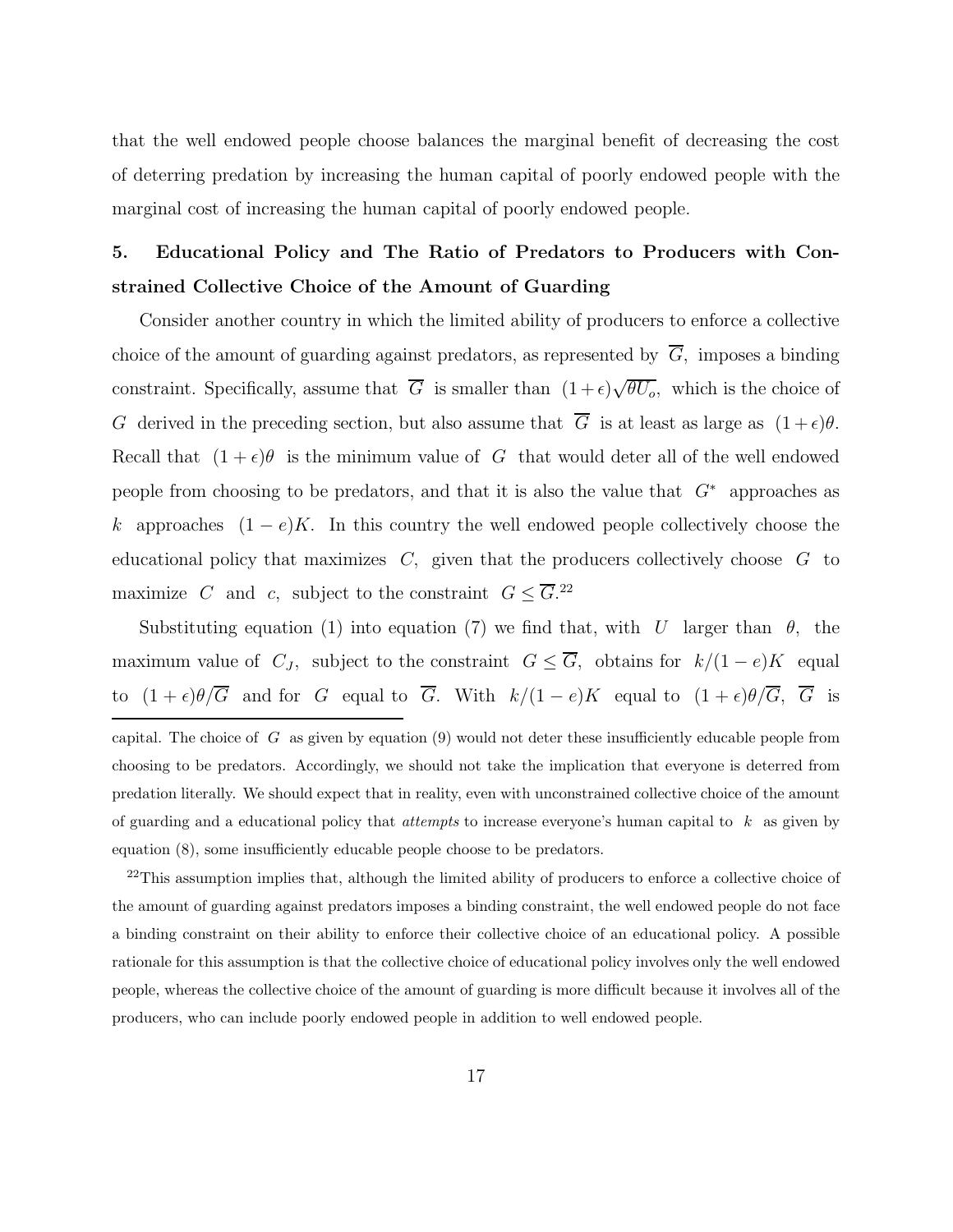that the well endowed people choose balances the marginal benefit of decreasing the cost of deterring predation by increasing the human capital of poorly endowed people with the marginal cost of increasing the human capital of poorly endowed people.

## 5. Educational Policy and The Ratio of Predators to Producers with Constrained Collective Choice of the Amount of Guarding

Consider another country in which the limited ability of producers to enforce a collective choice of the amount of guarding against predators, as represented by $\overline{G}$, imposes a binding constraint. Specifically, assume that $\overline{G}$ is smaller than $(1+\epsilon)\sqrt{\theta U_o}$, which is the choice of $G$ derived in the preceding section, but also assume that $\overline{G}$ is at least as large as $(1+\epsilon)\theta$. Recall that $(1+\epsilon)\theta$ is the minimum value of $G$ that would deter all of the well endowed people from choosing to be predators, and that it is also the value that $G^*$ approaches as $k$ approaches $(1-e)K$. In this country the well endowed people collectively choose the educational policy that maximizes $C$, given that the producers collectively choose $G$ to maximize $C$ and $c$, subject to the constraint $G \leq \overline{G}$.[22]

Substituting equation (1) into equation (7) we find that, with $U$ larger than $\theta$, the maximum value of $C_J$, subject to the constraint $G \leq \overline{G}$, obtains for $k/(1-e)K$ equal to $(1+\epsilon)\theta/\overline{G}$ and for $G$ equal to $\overline{G}$. With $k/(1-e)K$ equal to $(1+\epsilon)\theta/\overline{G}$, $\overline{G}$ is

---

capital. The choice of $G$ as given by equation (9) would not deter these insufficiently educable people from choosing to be predators. Accordingly, we should not take the implication that everyone is deterred from predation literally. We should expect that in reality, even with unconstrained collective choice of the amount of guarding and a educational policy that *attempts* to increase everyone's human capital to $k$ as given by equation (8), some insufficiently educable people choose to be predators.

[22] This assumption implies that, although the limited ability of producers to enforce a collective choice of the amount of guarding against predators imposes a binding constraint, the well endowed people do not face a binding constraint on their ability to enforce their collective choice of an educational policy. A possible rationale for this assumption is that the collective choice of educational policy involves only the well endowed people, whereas the collective choice of the amount of guarding is more difficult because it involves all of the producers, who can include poorly endowed people in addition to well endowed people.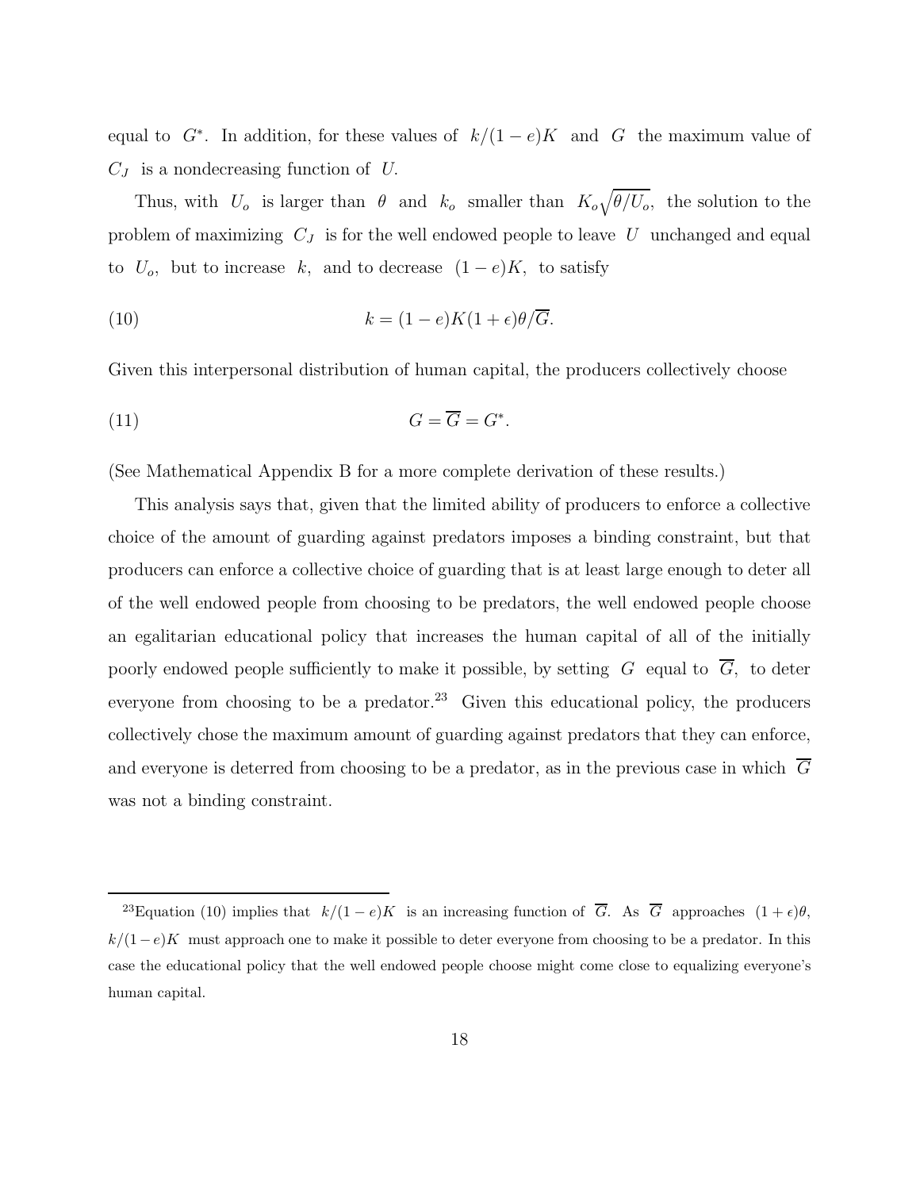equal to $G^*$. In addition, for these values of $k/(1-e)K$ and $G$ the maximum value of $C_J$ is a nondecreasing function of $U$.

Thus, with $U_o$ is larger than $\theta$ and $k_o$ smaller than $K_o\sqrt{\theta/U_o}$, the solution to the problem of maximizing $C_J$ is for the well endowed people to leave $U$ unchanged and equal to $U_o$, but to increase $k$, and to decrease $(1-e)K$, to satisfy

$$k = (1-e)K(1+\epsilon)\theta/\overline{G}. \tag{10}$$

Given this interpersonal distribution of human capital, the producers collectively choose

$$G = \overline{G} = G^*. \tag{11}$$

(See Mathematical Appendix B for a more complete derivation of these results.)

This analysis says that, given that the limited ability of producers to enforce a collective choice of the amount of guarding against predators imposes a binding constraint, but that producers can enforce a collective choice of guarding that is at least large enough to deter all of the well endowed people from choosing to be predators, the well endowed people choose an egalitarian educational policy that increases the human capital of all of the initially poorly endowed people sufficiently to make it possible, by setting $G$ equal to $\overline{G}$, to deter everyone from choosing to be a predator.[23] Given this educational policy, the producers collectively chose the maximum amount of guarding against predators that they can enforce, and everyone is deterred from choosing to be a predator, as in the previous case in which $\overline{G}$ was not a binding constraint.

---

[23]Equation (10) implies that $k/(1-e)K$ is an increasing function of $\overline{G}$. As $\overline{G}$ approaches $(1+\epsilon)\theta$, $k/(1-e)K$ must approach one to make it possible to deter everyone from choosing to be a predator. In this case the educational policy that the well endowed people choose might come close to equalizing everyone's human capital.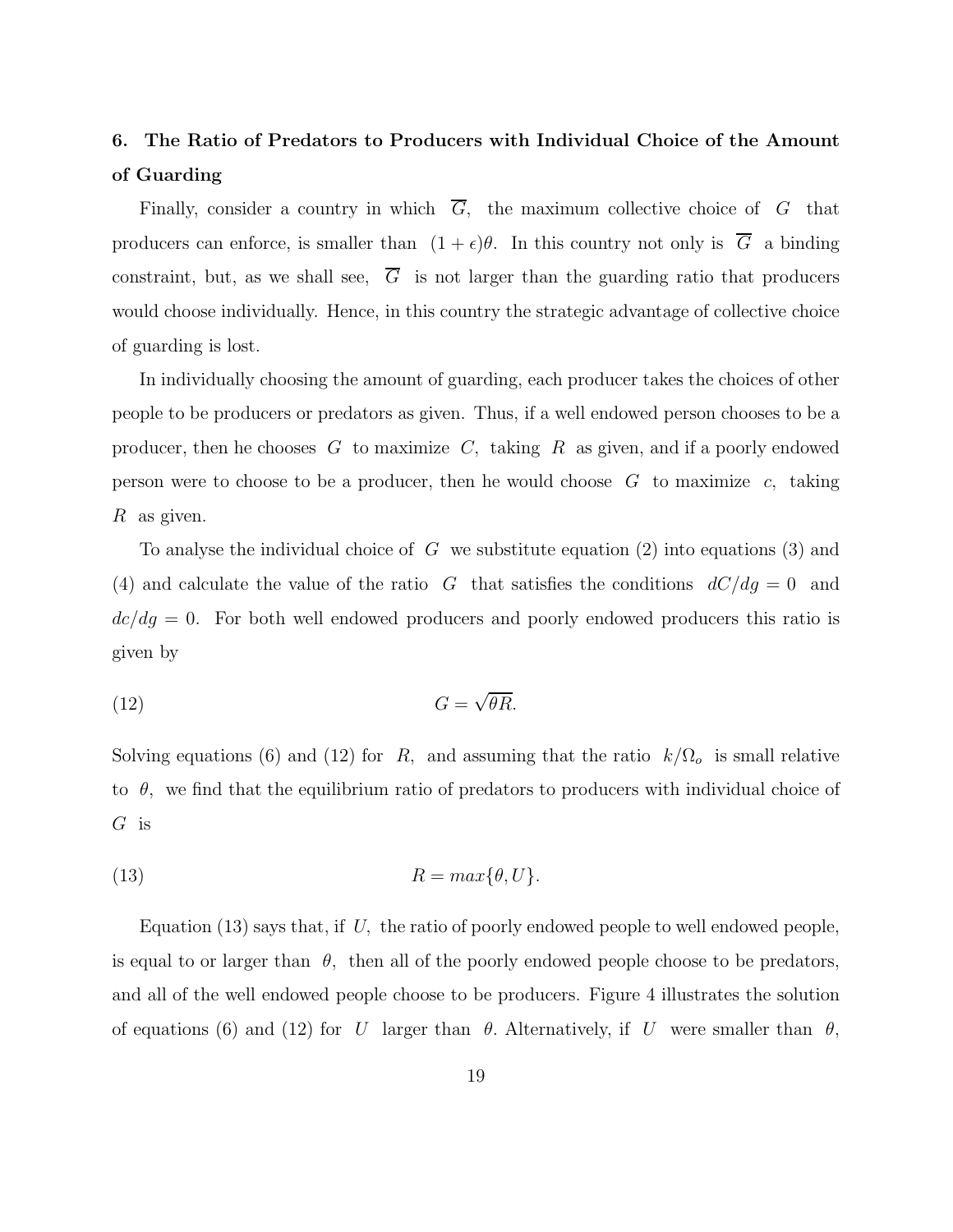## 6. The Ratio of Predators to Producers with Individual Choice of the Amount of Guarding

Finally, consider a country in which $\overline{G}$, the maximum collective choice of $G$ that producers can enforce, is smaller than $(1+\epsilon)\theta$. In this country not only is $\overline{G}$ a binding constraint, but, as we shall see, $\overline{G}$ is not larger than the guarding ratio that producers would choose individually. Hence, in this country the strategic advantage of collective choice of guarding is lost.

In individually choosing the amount of guarding, each producer takes the choices of other people to be producers or predators as given. Thus, if a well endowed person chooses to be a producer, then he chooses $G$ to maximize $C$, taking $R$ as given, and if a poorly endowed person were to choose to be a producer, then he would choose $G$ to maximize $c$, taking $R$ as given.

To analyse the individual choice of $G$ we substitute equation (2) into equations (3) and (4) and calculate the value of the ratio $G$ that satisfies the conditions $dC/dg = 0$ and $dc/dg = 0$. For both well endowed producers and poorly endowed producers this ratio is given by

$$G = \sqrt{\theta R}. \tag{12}$$

Solving equations (6) and (12) for $R$, and assuming that the ratio $k/\Omega_o$ is small relative to $\theta$, we find that the equilibrium ratio of predators to producers with individual choice of $G$ is

$$R = max\{\theta, U\}. \tag{13}$$

Equation (13) says that, if $U$, the ratio of poorly endowed people to well endowed people, is equal to or larger than $\theta$, then all of the poorly endowed people choose to be predators, and all of the well endowed people choose to be producers. Figure 4 illustrates the solution of equations (6) and (12) for $U$ larger than $\theta$. Alternatively, if $U$ were smaller than $\theta$,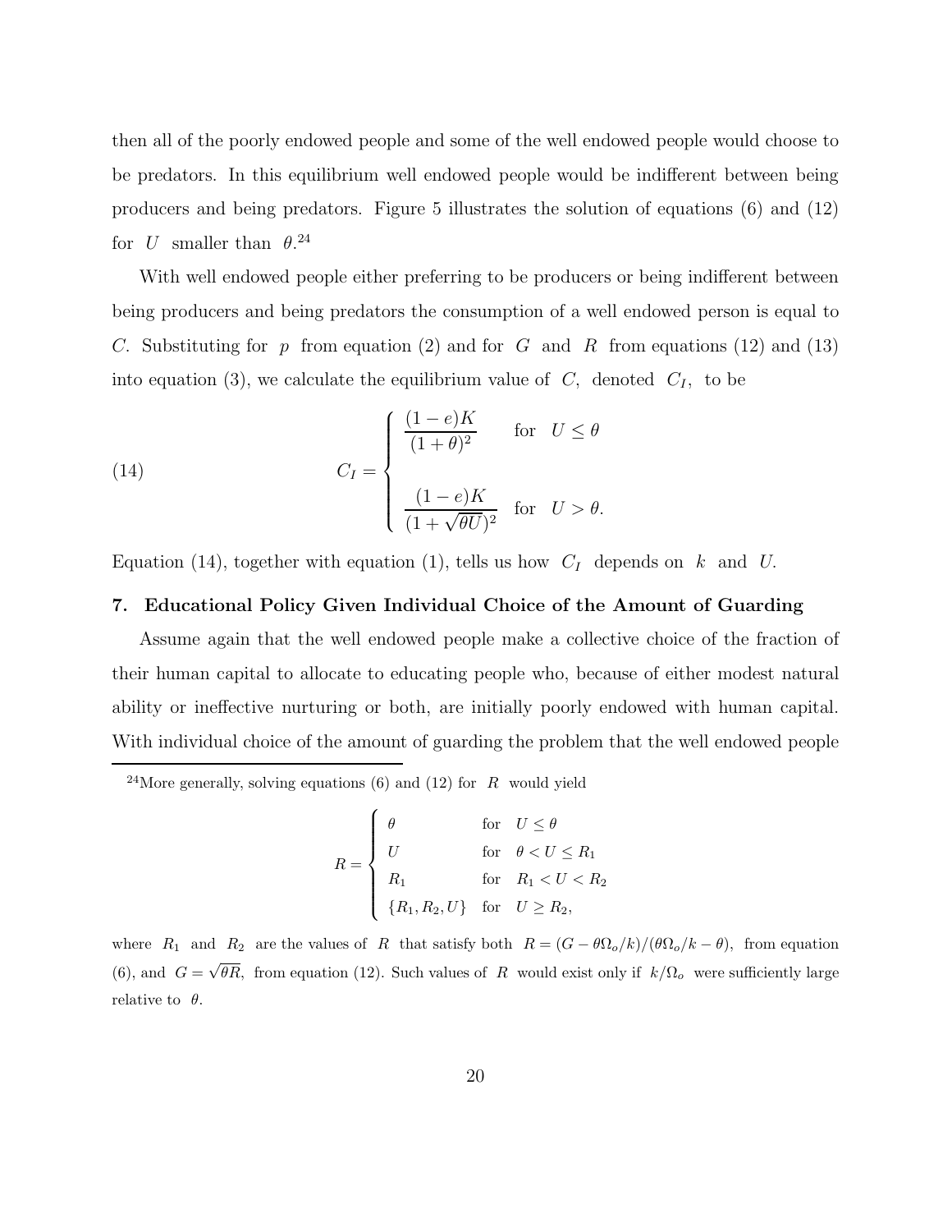then all of the poorly endowed people and some of the well endowed people would choose to be predators. In this equilibrium well endowed people would be indifferent between being producers and being predators. Figure 5 illustrates the solution of equations (6) and (12) for $U$ smaller than $\theta$.[24]

With well endowed people either preferring to be producers or being indifferent between being producers and being predators the consumption of a well endowed person is equal to $C$. Substituting for $p$ from equation (2) and for $G$ and $R$ from equations (12) and (13) into equation (3), we calculate the equilibrium value of $C$, denoted $C_I$, to be

$$C_I = \begin{cases} \dfrac{(1-e)K}{(1+\theta)^2} & \text{for} \quad U \leq \theta \\ \\ \dfrac{(1-e)K}{(1+\sqrt{\theta U})^2} & \text{for} \quad U > \theta. \end{cases} \tag{14}$$

Equation (14), together with equation (1), tells us how $C_I$ depends on $k$ and $U$.

## 7. Educational Policy Given Individual Choice of the Amount of Guarding

Assume again that the well endowed people make a collective choice of the fraction of their human capital to allocate to educating people who, because of either modest natural ability or ineffective nurturing or both, are initially poorly endowed with human capital. With individual choice of the amount of guarding the problem that the well endowed people

---

[24]More generally, solving equations (6) and (12) for $R$ would yield

$$R = \begin{cases} \theta & \text{for} \quad U \leq \theta \\ U & \text{for} \quad \theta < U \leq R_1 \\ R_1 & \text{for} \quad R_1 < U < R_2 \\ \{R_1, R_2, U\} & \text{for} \quad U \geq R_2, \end{cases}$$

where $R_1$ and $R_2$ are the values of $R$ that satisfy both $R = (G - \theta\Omega_o/k)/(\theta\Omega_o/k - \theta)$, from equation (6), and $G = \sqrt{\theta R}$, from equation (12). Such values of $R$ would exist only if $k/\Omega_o$ were sufficiently large relative to $\theta$.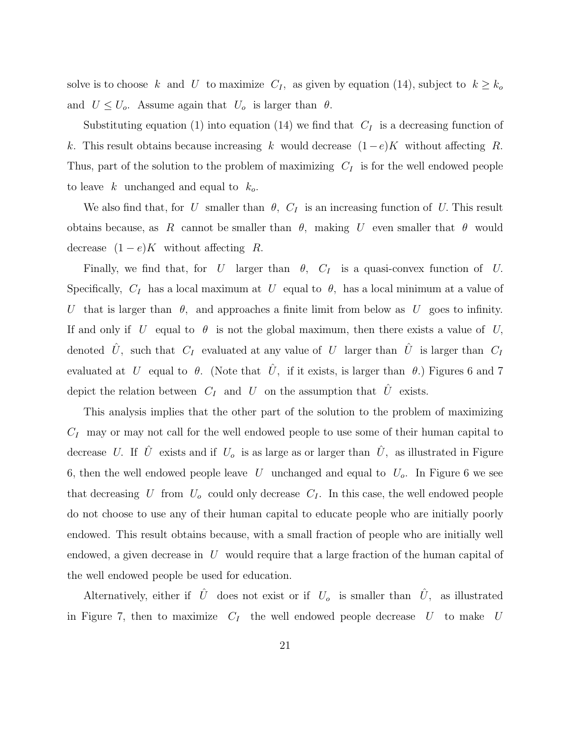solve is to choose $k$ and $U$ to maximize $C_I$, as given by equation (14), subject to $k \geq k_o$ and $U \leq U_o$. Assume again that $U_o$ is larger than $\theta$.

Substituting equation (1) into equation (14) we find that $C_I$ is a decreasing function of $k$. This result obtains because increasing $k$ would decrease $(1-e)K$ without affecting $R$. Thus, part of the solution to the problem of maximizing $C_I$ is for the well endowed people to leave $k$ unchanged and equal to $k_o$.

We also find that, for $U$ smaller than $\theta$, $C_I$ is an increasing function of $U$. This result obtains because, as $R$ cannot be smaller than $\theta$, making $U$ even smaller that $\theta$ would decrease $(1-e)K$ without affecting $R$.

Finally, we find that, for $U$ larger than $\theta$, $C_I$ is a quasi-convex function of $U$. Specifically, $C_I$ has a local maximum at $U$ equal to $\theta$, has a local minimum at a value of $U$ that is larger than $\theta$, and approaches a finite limit from below as $U$ goes to infinity. If and only if $U$ equal to $\theta$ is not the global maximum, then there exists a value of $U$, denoted $\hat{U}$, such that $C_I$ evaluated at any value of $U$ larger than $\hat{U}$ is larger than $C_I$ evaluated at $U$ equal to $\theta$. (Note that $\hat{U}$, if it exists, is larger than $\theta$.) Figures 6 and 7 depict the relation between $C_I$ and $U$ on the assumption that $\hat{U}$ exists.

This analysis implies that the other part of the solution to the problem of maximizing $C_I$ may or may not call for the well endowed people to use some of their human capital to decrease $U$. If $\hat{U}$ exists and if $U_o$ is as large as or larger than $\hat{U}$, as illustrated in Figure 6, then the well endowed people leave $U$ unchanged and equal to $U_o$. In Figure 6 we see that decreasing $U$ from $U_o$ could only decrease $C_I$. In this case, the well endowed people do not choose to use any of their human capital to educate people who are initially poorly endowed. This result obtains because, with a small fraction of people who are initially well endowed, a given decrease in $U$ would require that a large fraction of the human capital of the well endowed people be used for education.

Alternatively, either if $\hat{U}$ does not exist or if $U_o$ is smaller than $\hat{U}$, as illustrated in Figure 7, then to maximize $C_I$ the well endowed people decrease $U$ to make $U$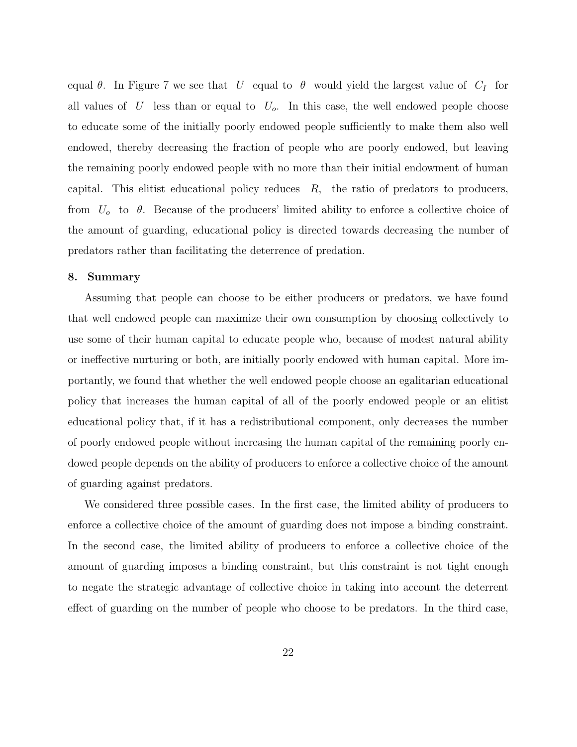equal $\theta$. In Figure 7 we see that $U$ equal to $\theta$ would yield the largest value of $C_I$ for all values of $U$ less than or equal to $U_o$. In this case, the well endowed people choose to educate some of the initially poorly endowed people sufficiently to make them also well endowed, thereby decreasing the fraction of people who are poorly endowed, but leaving the remaining poorly endowed people with no more than their initial endowment of human capital. This elitist educational policy reduces $R$, the ratio of predators to producers, from $U_o$ to $\theta$. Because of the producers' limited ability to enforce a collective choice of the amount of guarding, educational policy is directed towards decreasing the number of predators rather than facilitating the deterrence of predation.

## 8. Summary

Assuming that people can choose to be either producers or predators, we have found that well endowed people can maximize their own consumption by choosing collectively to use some of their human capital to educate people who, because of modest natural ability or ineffective nurturing or both, are initially poorly endowed with human capital. More importantly, we found that whether the well endowed people choose an egalitarian educational policy that increases the human capital of all of the poorly endowed people or an elitist educational policy that, if it has a redistributional component, only decreases the number of poorly endowed people without increasing the human capital of the remaining poorly endowed people depends on the ability of producers to enforce a collective choice of the amount of guarding against predators.

We considered three possible cases. In the first case, the limited ability of producers to enforce a collective choice of the amount of guarding does not impose a binding constraint. In the second case, the limited ability of producers to enforce a collective choice of the amount of guarding imposes a binding constraint, but this constraint is not tight enough to negate the strategic advantage of collective choice in taking into account the deterrent effect of guarding on the number of people who choose to be predators. In the third case,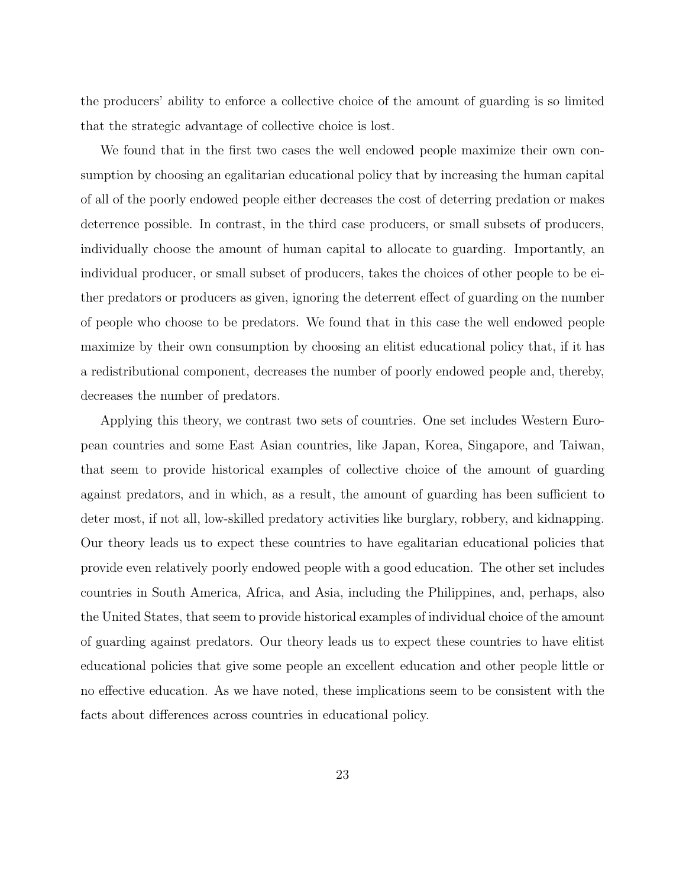the producers' ability to enforce a collective choice of the amount of guarding is so limited that the strategic advantage of collective choice is lost.

We found that in the first two cases the well endowed people maximize their own consumption by choosing an egalitarian educational policy that by increasing the human capital of all of the poorly endowed people either decreases the cost of deterring predation or makes deterrence possible. In contrast, in the third case producers, or small subsets of producers, individually choose the amount of human capital to allocate to guarding. Importantly, an individual producer, or small subset of producers, takes the choices of other people to be either predators or producers as given, ignoring the deterrent effect of guarding on the number of people who choose to be predators. We found that in this case the well endowed people maximize by their own consumption by choosing an elitist educational policy that, if it has a redistributional component, decreases the number of poorly endowed people and, thereby, decreases the number of predators.

Applying this theory, we contrast two sets of countries. One set includes Western European countries and some East Asian countries, like Japan, Korea, Singapore, and Taiwan, that seem to provide historical examples of collective choice of the amount of guarding against predators, and in which, as a result, the amount of guarding has been sufficient to deter most, if not all, low-skilled predatory activities like burglary, robbery, and kidnapping. Our theory leads us to expect these countries to have egalitarian educational policies that provide even relatively poorly endowed people with a good education. The other set includes countries in South America, Africa, and Asia, including the Philippines, and, perhaps, also the United States, that seem to provide historical examples of individual choice of the amount of guarding against predators. Our theory leads us to expect these countries to have elitist educational policies that give some people an excellent education and other people little or no effective education. As we have noted, these implications seem to be consistent with the facts about differences across countries in educational policy.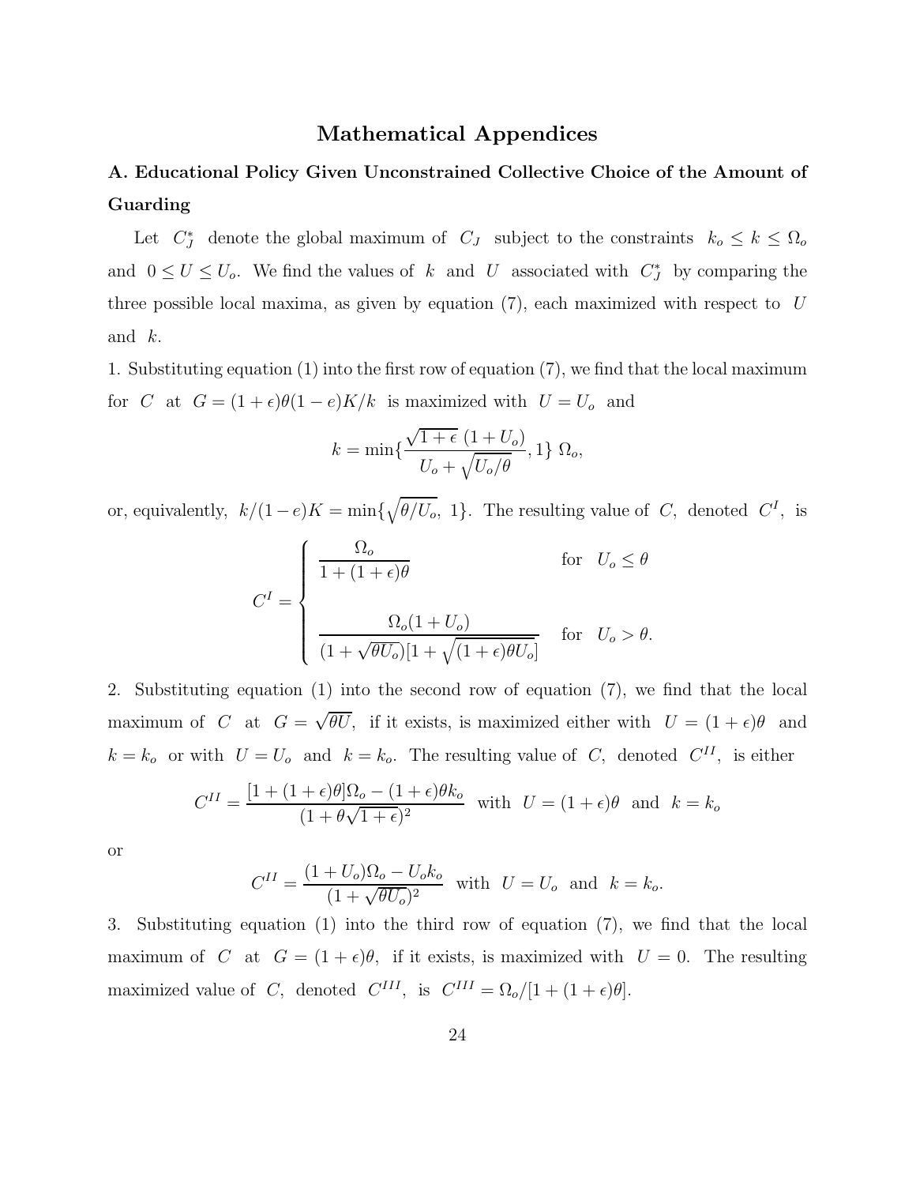# Mathematical Appendices

## A. Educational Policy Given Unconstrained Collective Choice of the Amount of Guarding

Let $C_J^*$ denote the global maximum of $C_J$ subject to the constraints $k_o \leq k \leq \Omega_o$ and $0 \leq U \leq U_o$. We find the values of $k$ and $U$ associated with $C_J^*$ by comparing the three possible local maxima, as given by equation (7), each maximized with respect to $U$ and $k$.

1. Substituting equation (1) into the first row of equation (7), we find that the local maximum for $C$ at $G = (1+\epsilon)\theta(1-e)K/k$ is maximized with $U = U_o$ and

$$k = \min\{\frac{\sqrt{1+\epsilon}\ (1+U_o)}{U_o + \sqrt{U_o/\theta}}, 1\}\ \Omega_o,$$

or, equivalently, $k/(1-e)K = \min\{\sqrt{\theta/U_o},\ 1\}$. The resulting value of $C$, denoted $C^I$, is

$$C^I = \begin{cases} \dfrac{\Omega_o}{1+(1+\epsilon)\theta} & \text{for} \quad U_o \leq \theta \\ \\ \dfrac{\Omega_o(1+U_o)}{(1+\sqrt{\theta U_o})[1+\sqrt{(1+\epsilon)\theta U_o}]} & \text{for} \quad U_o > \theta. \end{cases}$$

2. Substituting equation (1) into the second row of equation (7), we find that the local maximum of $C$ at $G = \sqrt{\theta U}$, if it exists, is maximized either with $U = (1+\epsilon)\theta$ and $k = k_o$ or with $U = U_o$ and $k = k_o$. The resulting value of $C$, denoted $C^{II}$, is either

$$C^{II} = \frac{[1+(1+\epsilon)\theta]\Omega_o - (1+\epsilon)\theta k_o}{(1+\theta\sqrt{1+\epsilon})^2} \ \text{ with } \ U = (1+\epsilon)\theta \ \text{ and } \ k = k_o$$

or

$$C^{II} = \frac{(1+U_o)\Omega_o - U_o k_o}{(1+\sqrt{\theta U_o})^2} \ \text{ with } \ U = U_o \ \text{ and } \ k = k_o.$$

3. Substituting equation (1) into the third row of equation (7), we find that the local maximum of $C$ at $G = (1+\epsilon)\theta$, if it exists, is maximized with $U = 0$. The resulting maximized value of $C$, denoted $C^{III}$, is $C^{III} = \Omega_o/[1+(1+\epsilon)\theta]$.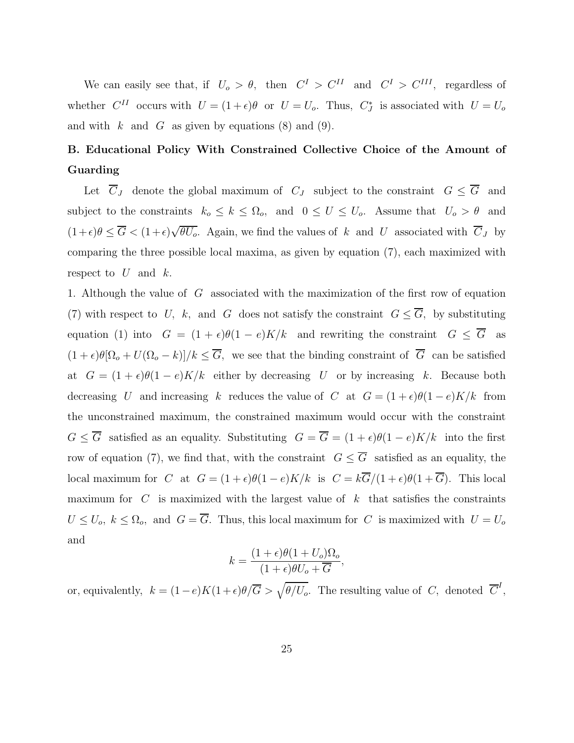We can easily see that, if $U_o > \theta$, then $C^{I} > C^{II}$ and $C^{I} > C^{III}$, regardless of whether $C^{II}$ occurs with $U = (1+\epsilon)\theta$ or $U = U_o$. Thus, $C_J^*$ is associated with $U = U_o$ and with $k$ and $G$ as given by equations (8) and (9).

**B. Educational Policy With Constrained Collective Choice of the Amount of Guarding**

Let $\overline{C}_J$ denote the global maximum of $C_J$ subject to the constraint $G \leq \overline{G}$ and subject to the constraints $k_o \leq k \leq \Omega_o$, and $0 \leq U \leq U_o$. Assume that $U_o > \theta$ and $(1+\epsilon)\theta \leq \overline{G} < (1+\epsilon)\sqrt{\theta U_o}$. Again, we find the values of $k$ and $U$ associated with $\overline{C}_J$ by comparing the three possible local maxima, as given by equation (7), each maximized with respect to $U$ and $k$.

1. Although the value of $G$ associated with the maximization of the first row of equation (7) with respect to $U$, $k$, and $G$ does not satisfy the constraint $G \leq \overline{G}$, by substituting equation (1) into $G = (1+\epsilon)\theta(1-e)K/k$ and rewriting the constraint $G \leq \overline{G}$ as $(1+\epsilon)\theta[\Omega_o + U(\Omega_o - k)]/k \leq \overline{G}$, we see that the binding constraint of $\overline{G}$ can be satisfied at $G = (1+\epsilon)\theta(1-e)K/k$ either by decreasing $U$ or by increasing $k$. Because both decreasing $U$ and increasing $k$ reduces the value of $C$ at $G = (1+\epsilon)\theta(1-e)K/k$ from the unconstrained maximum, the constrained maximum would occur with the constraint $G \leq \overline{G}$ satisfied as an equality. Substituting $G = \overline{G} = (1+\epsilon)\theta(1-e)K/k$ into the first row of equation (7), we find that, with the constraint $G \leq \overline{G}$ satisfied as an equality, the local maximum for $C$ at $G = (1+\epsilon)\theta(1-e)K/k$ is $C = k\overline{G}/(1+\epsilon)\theta(1+\overline{G})$. This local maximum for $C$ is maximized with the largest value of $k$ that satisfies the constraints $U \leq U_o$, $k \leq \Omega_o$, and $G = \overline{G}$. Thus, this local maximum for $C$ is maximized with $U = U_o$ and

$$k = \frac{(1+\epsilon)\theta(1+U_o)\Omega_o}{(1+\epsilon)\theta U_o + \overline{G}},$$

or, equivalently, $k = (1-e)K(1+\epsilon)\theta/\overline{G} > \sqrt{\theta/U_o}$. The resulting value of $C$, denoted $\overline{C}^{I}$,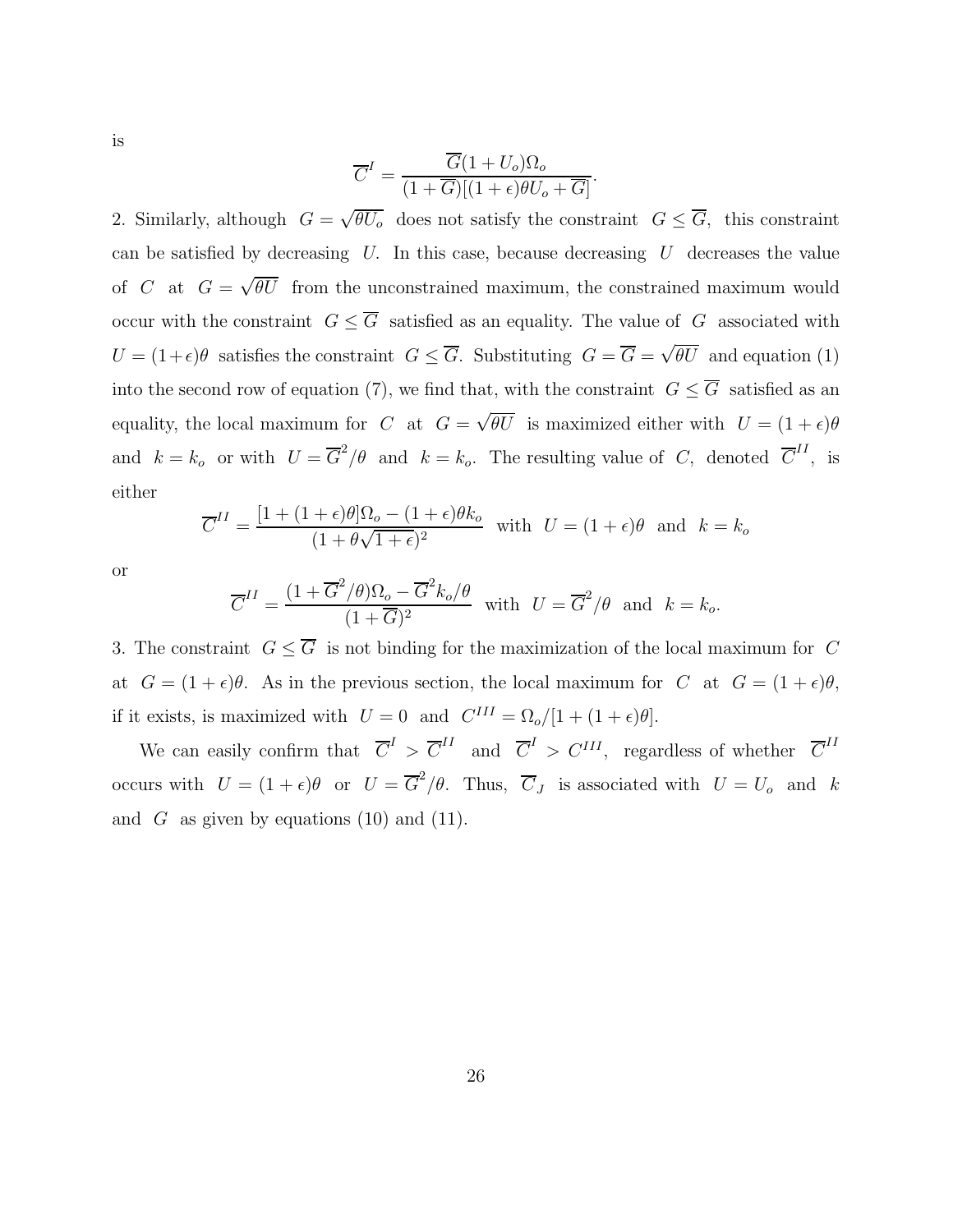is

$$\overline{C}^I = \frac{\overline{G}(1+U_o)\Omega_o}{(1+\overline{G})[(1+\epsilon)\theta U_o + \overline{G}]}.$$

2. Similarly, although $G = \sqrt{\theta U_o}$ does not satisfy the constraint $G \leq \overline{G}$, this constraint can be satisfied by decreasing $U$. In this case, because decreasing $U$ decreases the value of $C$ at $G = \sqrt{\theta U}$ from the unconstrained maximum, the constrained maximum would occur with the constraint $G \leq \overline{G}$ satisfied as an equality. The value of $G$ associated with $U = (1+\epsilon)\theta$ satisfies the constraint $G \leq \overline{G}$. Substituting $G = \overline{G} = \sqrt{\theta U}$ and equation (1) into the second row of equation (7), we find that, with the constraint $G \leq \overline{G}$ satisfied as an equality, the local maximum for $C$ at $G = \sqrt{\theta U}$ is maximized either with $U = (1+\epsilon)\theta$ and $k = k_o$ or with $U = \overline{G}^2/\theta$ and $k = k_o$. The resulting value of $C$, denoted $\overline{C}^{II}$, is either

$$\overline{C}^{II} = \frac{[1+(1+\epsilon)\theta]\Omega_o - (1+\epsilon)\theta k_o}{(1+\theta\sqrt{1+\epsilon})^2} \text{ with } U = (1+\epsilon)\theta \text{ and } k = k_o$$

or

$$\overline{C}^{II} = \frac{(1+\overline{G}^2/\theta)\Omega_o - \overline{G}^2 k_o/\theta}{(1+\overline{G})^2} \text{ with } U = \overline{G}^2/\theta \text{ and } k = k_o.$$

3. The constraint $G \leq \overline{G}$ is not binding for the maximization of the local maximum for $C$ at $G = (1+\epsilon)\theta$. As in the previous section, the local maximum for $C$ at $G = (1+\epsilon)\theta$, if it exists, is maximized with $U = 0$ and $C^{III} = \Omega_o/[1+(1+\epsilon)\theta]$.

We can easily confirm that $\overline{C}^I > \overline{C}^{II}$ and $\overline{C}^I > C^{III}$, regardless of whether $\overline{C}^{II}$ occurs with $U = (1+\epsilon)\theta$ or $U = \overline{G}^2/\theta$. Thus, $\overline{C}_J$ is associated with $U = U_o$ and $k$ and $G$ as given by equations (10) and (11).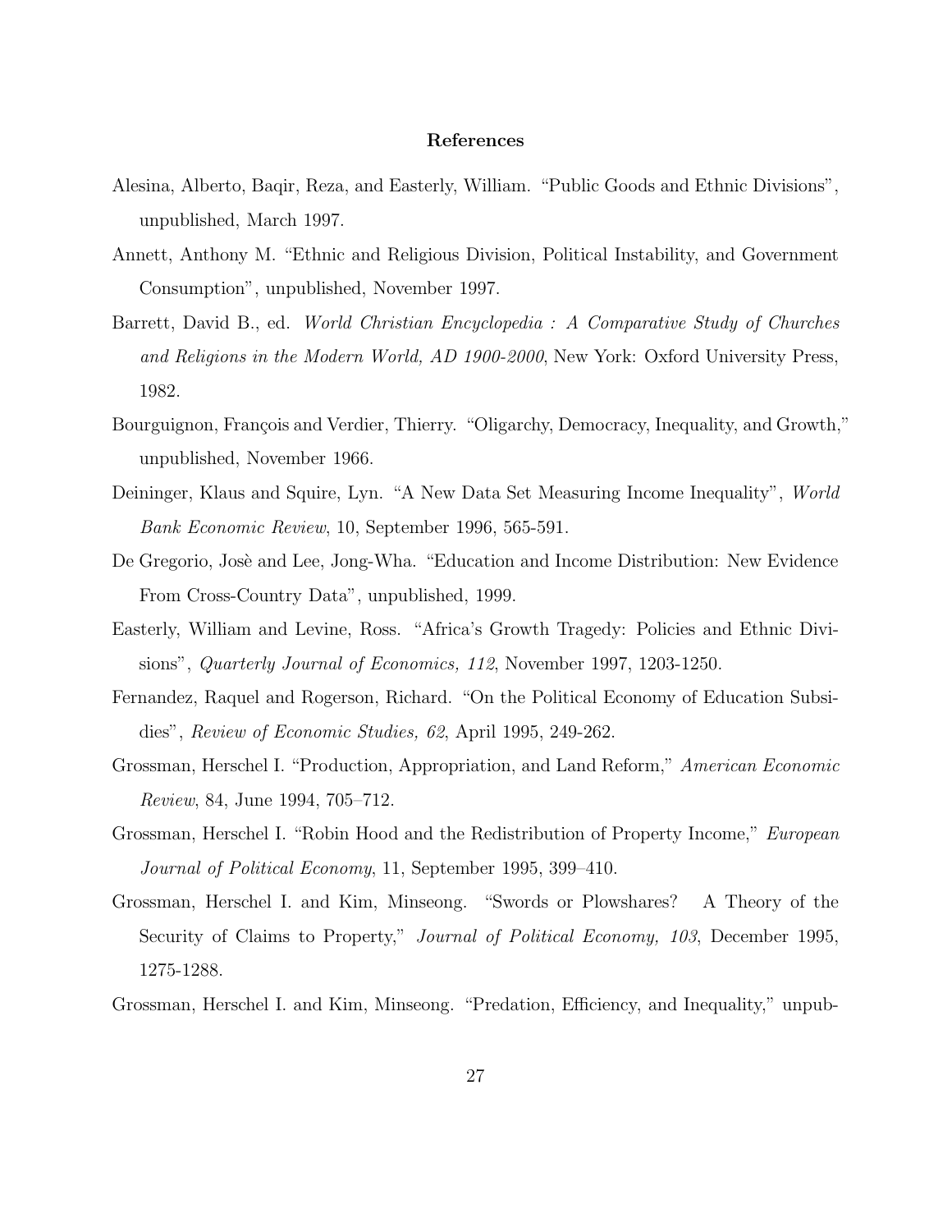## References

Alesina, Alberto, Baqir, Reza, and Easterly, William. "Public Goods and Ethnic Divisions", unpublished, March 1997.

Annett, Anthony M. "Ethnic and Religious Division, Political Instability, and Government Consumption", unpublished, November 1997.

Barrett, David B., ed. *World Christian Encyclopedia : A Comparative Study of Churches and Religions in the Modern World, AD 1900-2000*, New York: Oxford University Press, 1982.

Bourguignon, François and Verdier, Thierry. "Oligarchy, Democracy, Inequality, and Growth," unpublished, November 1966.

Deininger, Klaus and Squire, Lyn. "A New Data Set Measuring Income Inequality", *World Bank Economic Review*, 10, September 1996, 565-591.

De Gregorio, Josè and Lee, Jong-Wha. "Education and Income Distribution: New Evidence From Cross-Country Data", unpublished, 1999.

Easterly, William and Levine, Ross. "Africa's Growth Tragedy: Policies and Ethnic Divisions", *Quarterly Journal of Economics, 112*, November 1997, 1203-1250.

Fernandez, Raquel and Rogerson, Richard. "On the Political Economy of Education Subsidies", *Review of Economic Studies, 62*, April 1995, 249-262.

Grossman, Herschel I. "Production, Appropriation, and Land Reform," *American Economic Review*, 84, June 1994, 705–712.

Grossman, Herschel I. "Robin Hood and the Redistribution of Property Income," *European Journal of Political Economy*, 11, September 1995, 399–410.

Grossman, Herschel I. and Kim, Minseong. "Swords or Plowshares? A Theory of the Security of Claims to Property," *Journal of Political Economy, 103*, December 1995, 1275-1288.

Grossman, Herschel I. and Kim, Minseong. "Predation, Efficiency, and Inequality," unpub-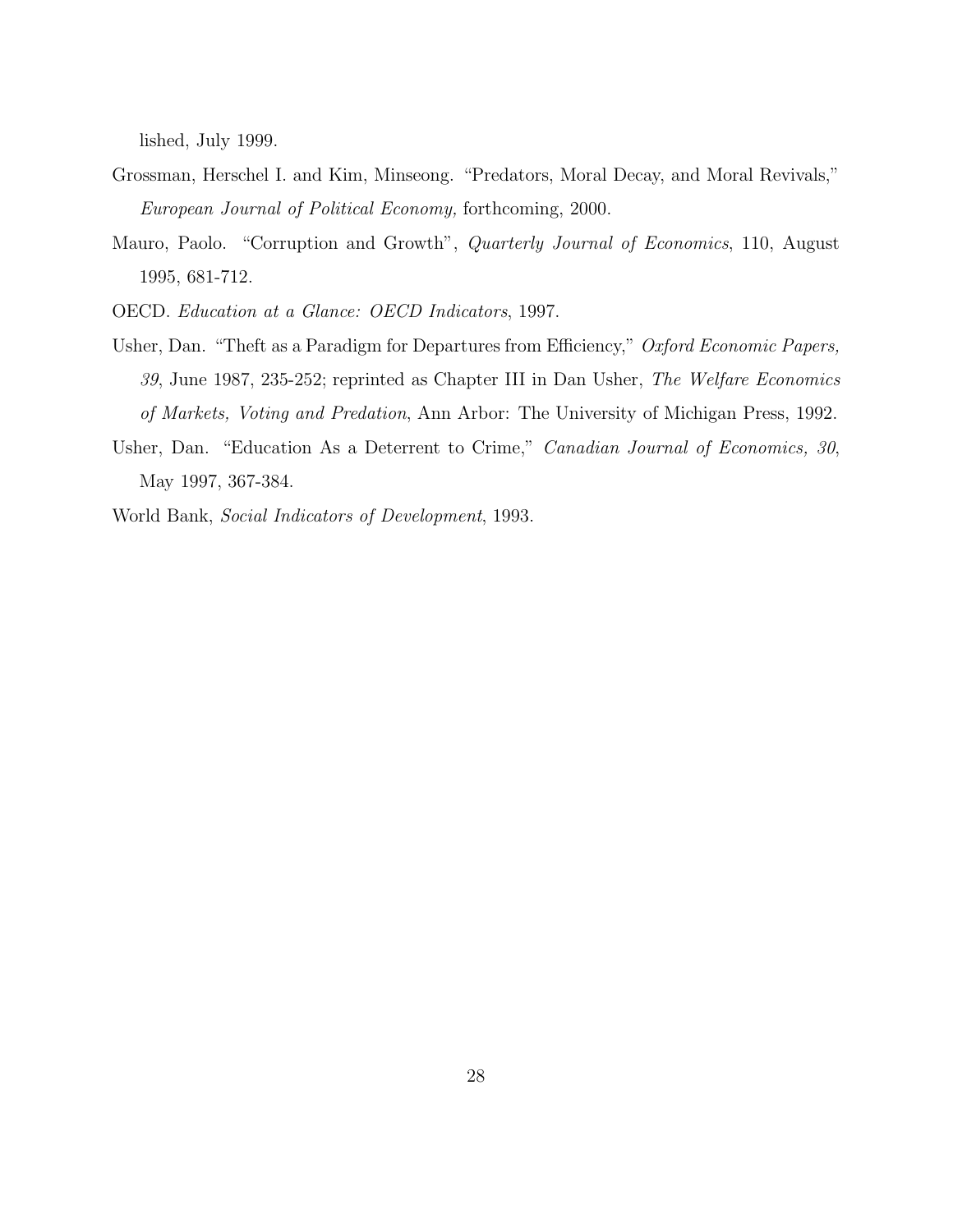lished, July 1999.

Grossman, Herschel I. and Kim, Minseong. "Predators, Moral Decay, and Moral Revivals," *European Journal of Political Economy,* forthcoming, 2000.

Mauro, Paolo. "Corruption and Growth", *Quarterly Journal of Economics*, 110, August 1995, 681-712.

OECD. *Education at a Glance: OECD Indicators*, 1997.

Usher, Dan. "Theft as a Paradigm for Departures from Efficiency," *Oxford Economic Papers, 39*, June 1987, 235-252; reprinted as Chapter III in Dan Usher, *The Welfare Economics of Markets, Voting and Predation*, Ann Arbor: The University of Michigan Press, 1992.

Usher, Dan. "Education As a Deterrent to Crime," *Canadian Journal of Economics, 30*, May 1997, 367-384.

World Bank, *Social Indicators of Development*, 1993.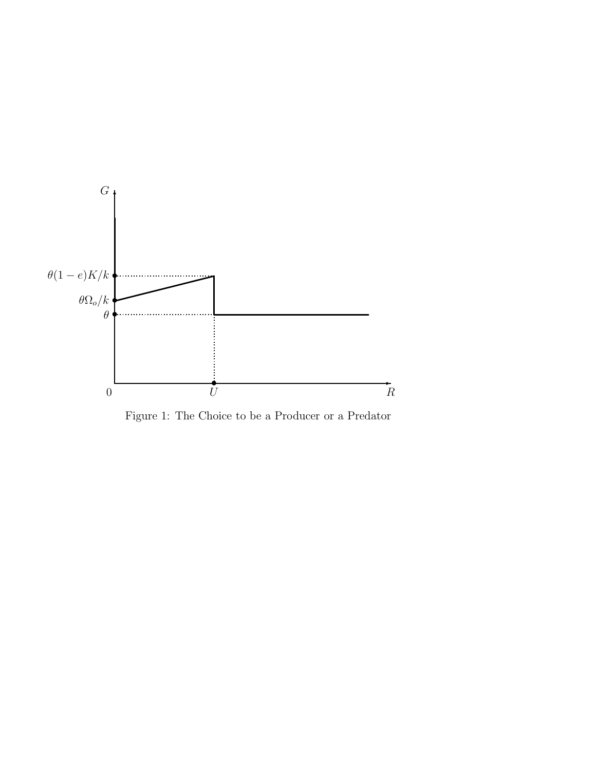Figure 1: The Choice to be a Producer or a Predator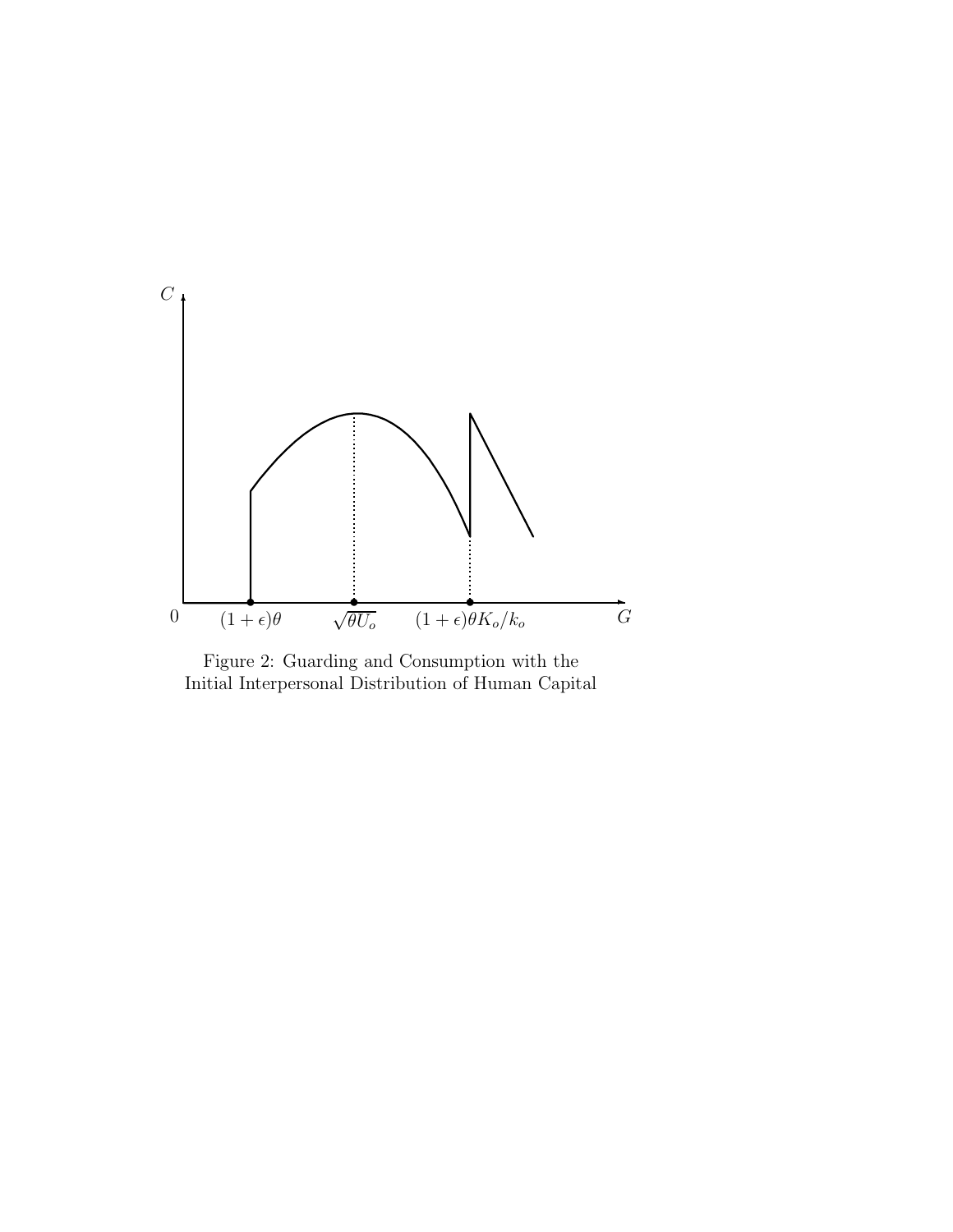Figure 2: Guarding and Consumption with the Initial Interpersonal Distribution of Human Capital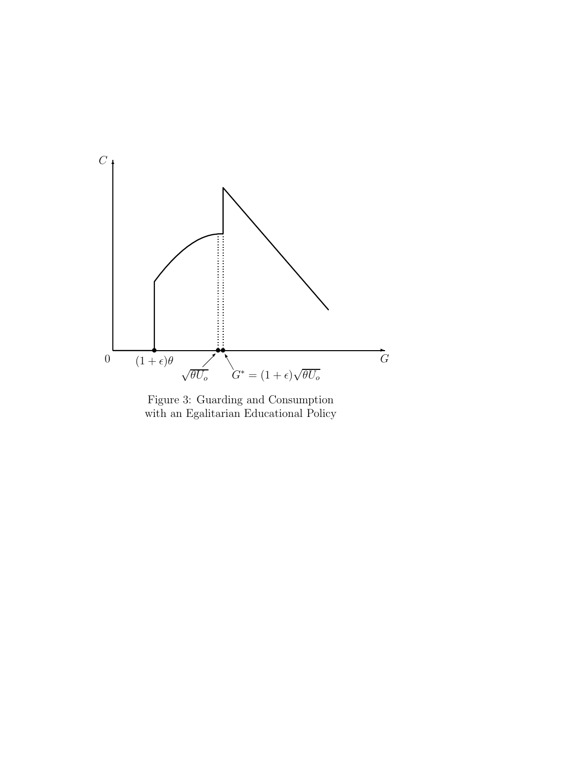Figure 3: Guarding and Consumption
with an Egalitarian Educational Policy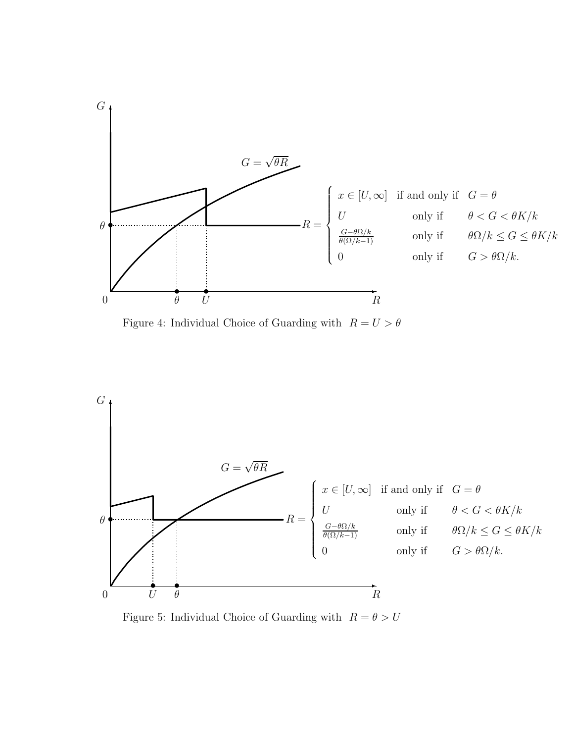$G$

$G = \sqrt{\theta R}$

$$R = \begin{cases} x \in [U, \infty] & \text{if and only if} \quad G = \theta \\ U & \text{only if} \quad \theta < G < \theta K/k \\ \frac{G - \theta\Omega/k}{\theta(\Omega/k - 1)} & \text{only if} \quad \theta\Omega/k \leq G \leq \theta K/k \\ 0 & \text{only if} \quad G > \theta\Omega/k. \end{cases}$$

$\theta$

$0 \quad \theta \quad U \quad R$

Figure 4: Individual Choice of Guarding with $R = U > \theta$

$G$

$G = \sqrt{\theta R}$

$$R = \begin{cases} x \in [U, \infty] & \text{if and only if} \quad G = \theta \\ U & \text{only if} \quad \theta < G < \theta K/k \\ \frac{G - \theta\Omega/k}{\theta(\Omega/k - 1)} & \text{only if} \quad \theta\Omega/k \leq G \leq \theta K/k \\ 0 & \text{only if} \quad G > \theta\Omega/k. \end{cases}$$

$\theta$

$0 \quad U \quad \theta \quad R$

Figure 5: Individual Choice of Guarding with $R = \theta > U$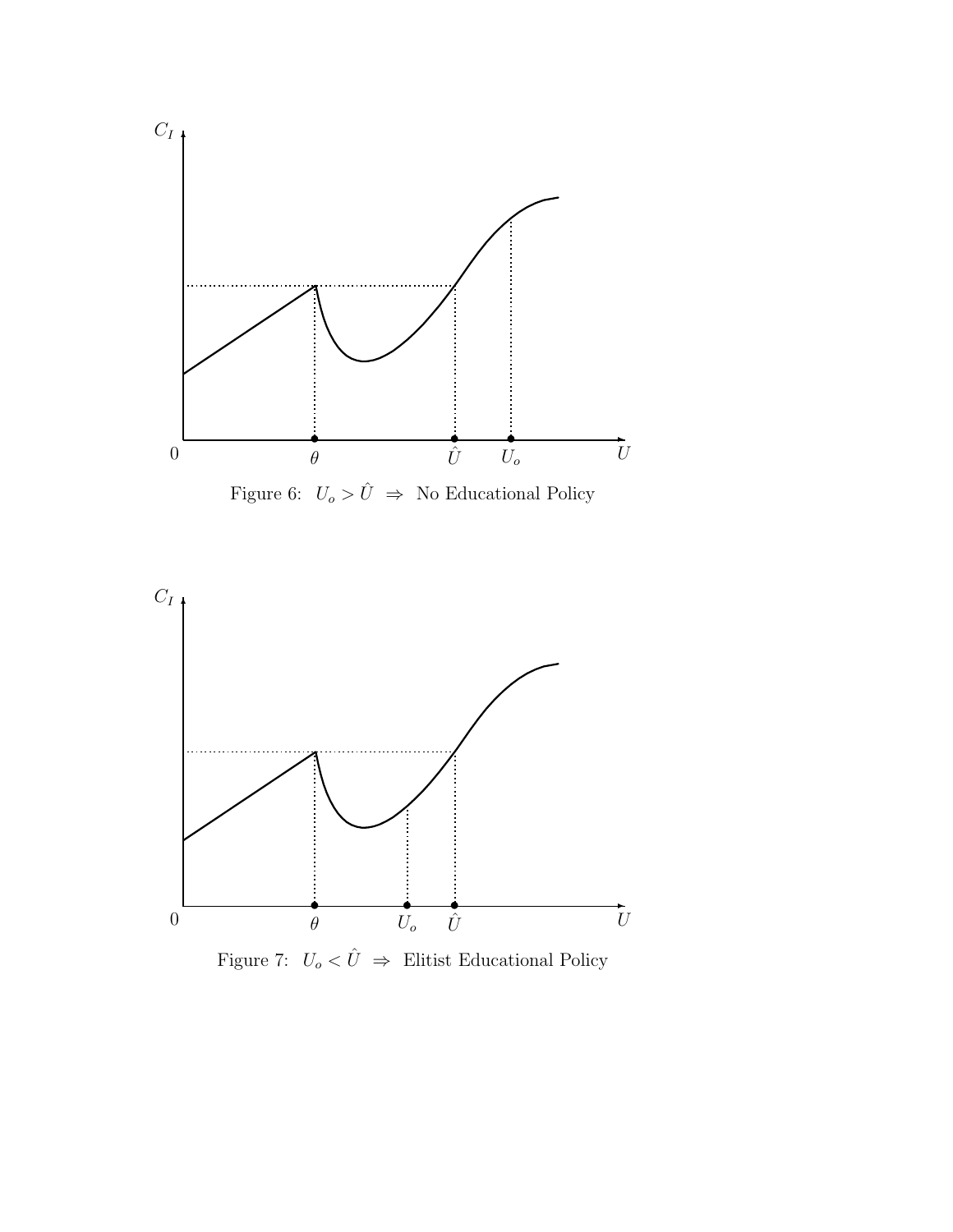$C_I$

0

$\theta$

$\hat{U}$

$U_o$

$U$

Figure 6: $U_o > \hat{U} \;\Rightarrow\;$ No Educational Policy

$C_I$

0

$\theta$

$U_o$

$\hat{U}$

$U$

Figure 7: $U_o < \hat{U} \;\Rightarrow\;$ Elitist Educational Policy